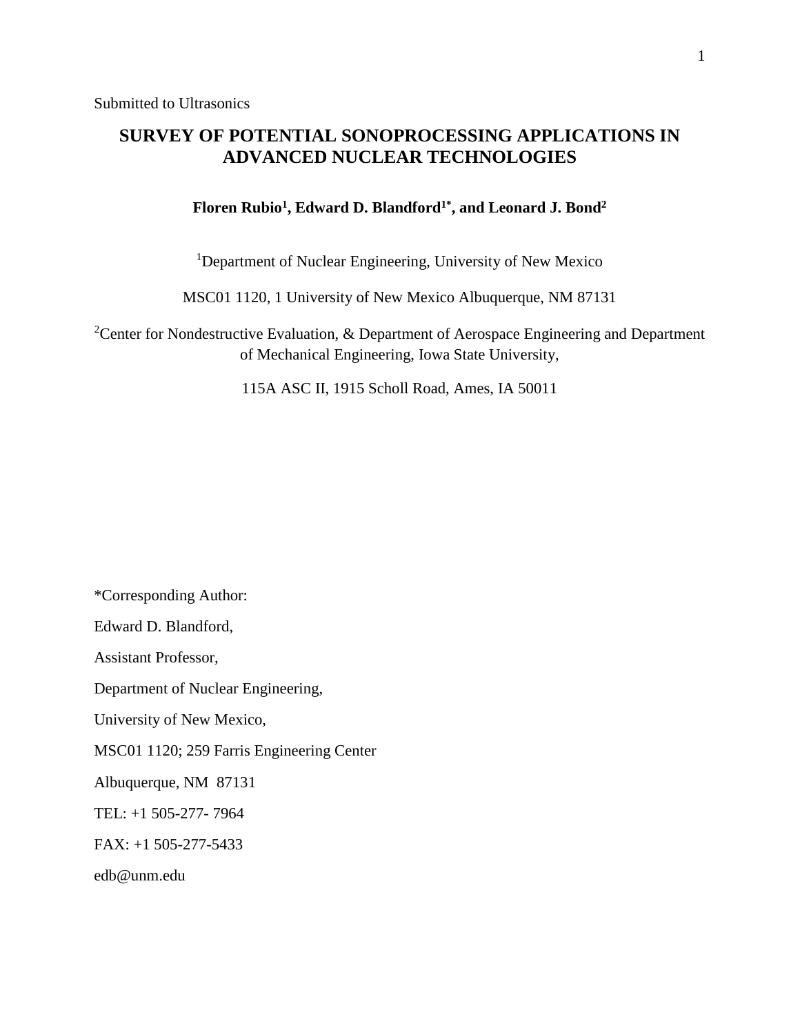Submitted to Ultrasonics

# SURVEY OF POTENTIAL SONOPROCESSING APPLICATIONS IN ADVANCED NUCLEAR TECHNOLOGIES

**Floren Rubio[1], Edward D. Blandford[1*], and Leonard J. Bond[2]**

[1]Department of Nuclear Engineering, University of New Mexico

MSC01 1120, 1 University of New Mexico Albuquerque, NM 87131

[2]Center for Nondestructive Evaluation, & Department of Aerospace Engineering and Department of Mechanical Engineering, Iowa State University,

115A ASC II, 1915 Scholl Road, Ames, IA 50011

*Corresponding Author:

Edward D. Blandford,

Assistant Professor,

Department of Nuclear Engineering,

University of New Mexico,

MSC01 1120; 259 Farris Engineering Center

Albuquerque, NM 87131

TEL: +1 505-277- 7964

FAX: +1 505-277-5433

edb@unm.edu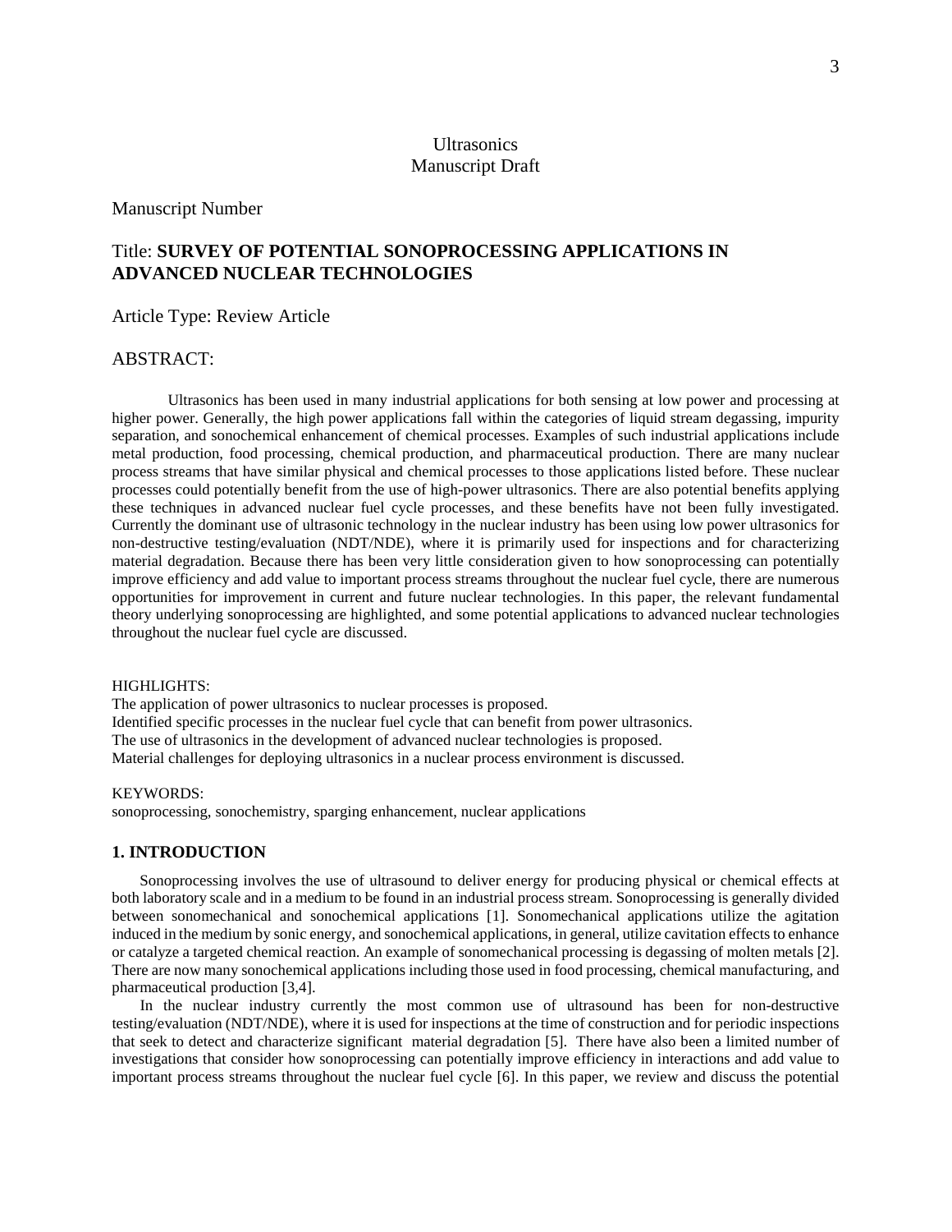Ultrasonics
Manuscript Draft

Manuscript Number

Title: **SURVEY OF POTENTIAL SONOPROCESSING APPLICATIONS IN ADVANCED NUCLEAR TECHNOLOGIES**

Article Type: Review Article

ABSTRACT:

Ultrasonics has been used in many industrial applications for both sensing at low power and processing at higher power. Generally, the high power applications fall within the categories of liquid stream degassing, impurity separation, and sonochemical enhancement of chemical processes. Examples of such industrial applications include metal production, food processing, chemical production, and pharmaceutical production. There are many nuclear process streams that have similar physical and chemical processes to those applications listed before. These nuclear processes could potentially benefit from the use of high-power ultrasonics. There are also potential benefits applying these techniques in advanced nuclear fuel cycle processes, and these benefits have not been fully investigated. Currently the dominant use of ultrasonic technology in the nuclear industry has been using low power ultrasonics for non-destructive testing/evaluation (NDT/NDE), where it is primarily used for inspections and for characterizing material degradation. Because there has been very little consideration given to how sonoprocessing can potentially improve efficiency and add value to important process streams throughout the nuclear fuel cycle, there are numerous opportunities for improvement in current and future nuclear technologies. In this paper, the relevant fundamental theory underlying sonoprocessing are highlighted, and some potential applications to advanced nuclear technologies throughout the nuclear fuel cycle are discussed.

HIGHLIGHTS:
The application of power ultrasonics to nuclear processes is proposed.
Identified specific processes in the nuclear fuel cycle that can benefit from power ultrasonics.
The use of ultrasonics in the development of advanced nuclear technologies is proposed.
Material challenges for deploying ultrasonics in a nuclear process environment is discussed.

KEYWORDS:
sonoprocessing, sonochemistry, sparging enhancement, nuclear applications

## 1. INTRODUCTION

Sonoprocessing involves the use of ultrasound to deliver energy for producing physical or chemical effects at both laboratory scale and in a medium to be found in an industrial process stream. Sonoprocessing is generally divided between sonomechanical and sonochemical applications [1]. Sonomechanical applications utilize the agitation induced in the medium by sonic energy, and sonochemical applications, in general, utilize cavitation effects to enhance or catalyze a targeted chemical reaction. An example of sonomechanical processing is degassing of molten metals [2]. There are now many sonochemical applications including those used in food processing, chemical manufacturing, and pharmaceutical production [3,4].

In the nuclear industry currently the most common use of ultrasound has been for non-destructive testing/evaluation (NDT/NDE), where it is used for inspections at the time of construction and for periodic inspections that seek to detect and characterize significant material degradation [5]. There have also been a limited number of investigations that consider how sonoprocessing can potentially improve efficiency in interactions and add value to important process streams throughout the nuclear fuel cycle [6]. In this paper, we review and discuss the potential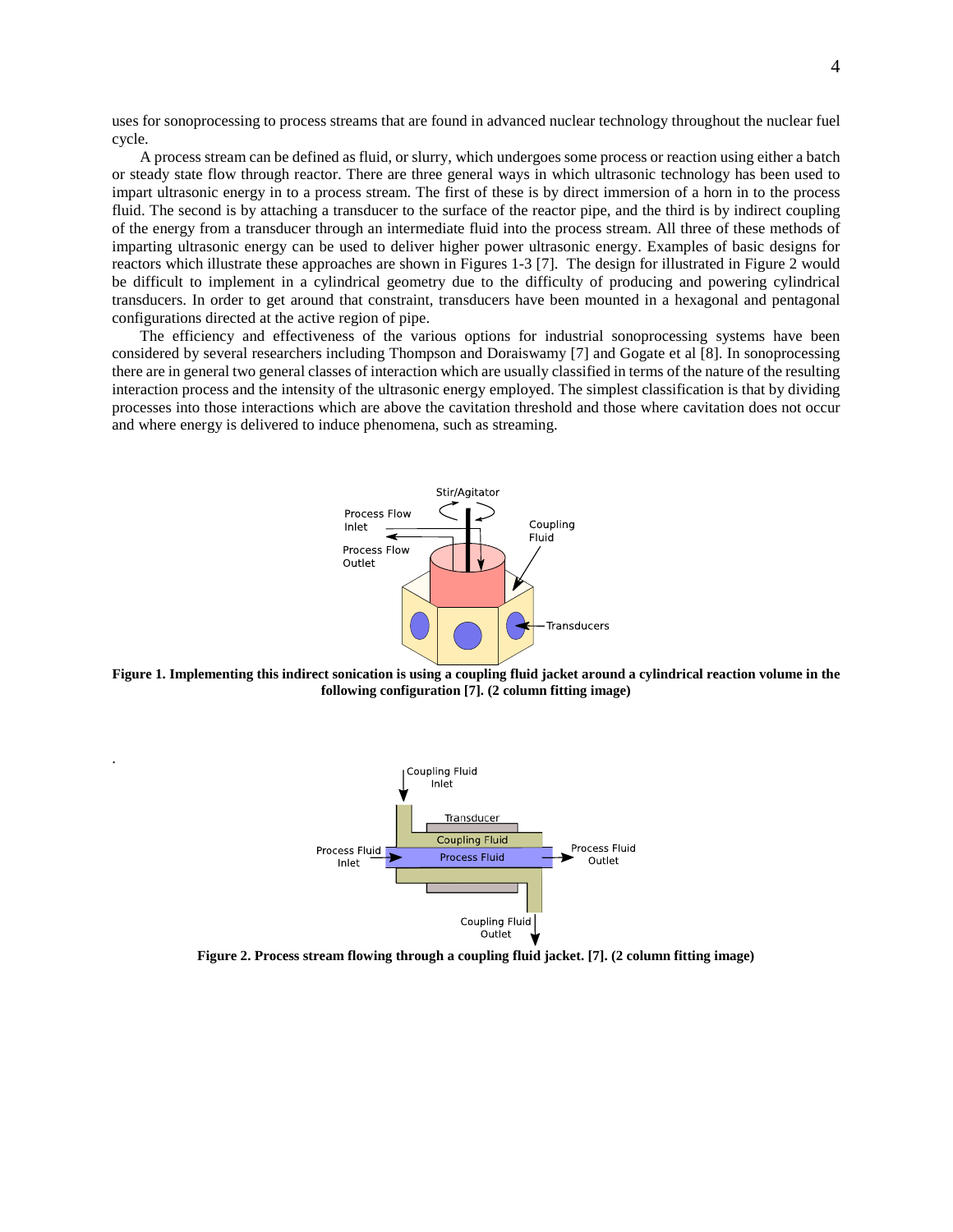uses for sonoprocessing to process streams that are found in advanced nuclear technology throughout the nuclear fuel cycle.

A process stream can be defined as fluid, or slurry, which undergoes some process or reaction using either a batch or steady state flow through reactor. There are three general ways in which ultrasonic technology has been used to impart ultrasonic energy in to a process stream. The first of these is by direct immersion of a horn in to the process fluid. The second is by attaching a transducer to the surface of the reactor pipe, and the third is by indirect coupling of the energy from a transducer through an intermediate fluid into the process stream. All three of these methods of imparting ultrasonic energy can be used to deliver higher power ultrasonic energy. Examples of basic designs for reactors which illustrate these approaches are shown in Figures 1-3 [7]. The design for illustrated in Figure 2 would be difficult to implement in a cylindrical geometry due to the difficulty of producing and powering cylindrical transducers. In order to get around that constraint, transducers have been mounted in a hexagonal and pentagonal configurations directed at the active region of pipe.

The efficiency and effectiveness of the various options for industrial sonoprocessing systems have been considered by several researchers including Thompson and Doraiswamy [7] and Gogate et al [8]. In sonoprocessing there are in general two general classes of interaction which are usually classified in terms of the nature of the resulting interaction process and the intensity of the ultrasonic energy employed. The simplest classification is that by dividing processes into those interactions which are above the cavitation threshold and those where cavitation does not occur and where energy is delivered to induce phenomena, such as streaming.

**Figure 1. Implementing this indirect sonication is using a coupling fluid jacket around a cylindrical reaction volume in the following configuration [7]. (2 column fitting image)**

**Figure 2. Process stream flowing through a coupling fluid jacket. [7]. (2 column fitting image)**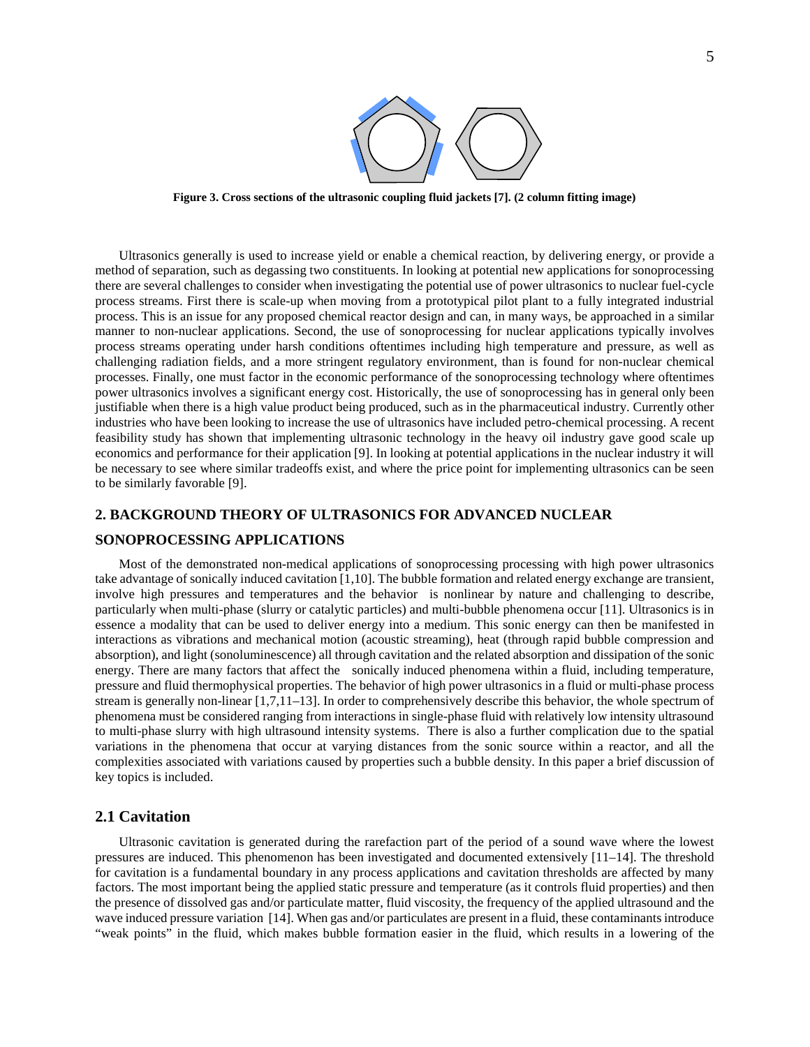**Figure 3. Cross sections of the ultrasonic coupling fluid jackets [7]. (2 column fitting image)**

Ultrasonics generally is used to increase yield or enable a chemical reaction, by delivering energy, or provide a method of separation, such as degassing two constituents. In looking at potential new applications for sonoprocessing there are several challenges to consider when investigating the potential use of power ultrasonics to nuclear fuel-cycle process streams. First there is scale-up when moving from a prototypical pilot plant to a fully integrated industrial process. This is an issue for any proposed chemical reactor design and can, in many ways, be approached in a similar manner to non-nuclear applications. Second, the use of sonoprocessing for nuclear applications typically involves process streams operating under harsh conditions oftentimes including high temperature and pressure, as well as challenging radiation fields, and a more stringent regulatory environment, than is found for non-nuclear chemical processes. Finally, one must factor in the economic performance of the sonoprocessing technology where oftentimes power ultrasonics involves a significant energy cost. Historically, the use of sonoprocessing has in general only been justifiable when there is a high value product being produced, such as in the pharmaceutical industry. Currently other industries who have been looking to increase the use of ultrasonics have included petro-chemical processing. A recent feasibility study has shown that implementing ultrasonic technology in the heavy oil industry gave good scale up economics and performance for their application [9]. In looking at potential applications in the nuclear industry it will be necessary to see where similar tradeoffs exist, and where the price point for implementing ultrasonics can be seen to be similarly favorable [9].

## 2. BACKGROUND THEORY OF ULTRASONICS FOR ADVANCED NUCLEAR SONOPROCESSING APPLICATIONS

Most of the demonstrated non-medical applications of sonoprocessing processing with high power ultrasonics take advantage of sonically induced cavitation [1,10]. The bubble formation and related energy exchange are transient, involve high pressures and temperatures and the behavior is nonlinear by nature and challenging to describe, particularly when multi-phase (slurry or catalytic particles) and multi-bubble phenomena occur [11]. Ultrasonics is in essence a modality that can be used to deliver energy into a medium. This sonic energy can then be manifested in interactions as vibrations and mechanical motion (acoustic streaming), heat (through rapid bubble compression and absorption), and light (sonoluminescence) all through cavitation and the related absorption and dissipation of the sonic energy. There are many factors that affect the sonically induced phenomena within a fluid, including temperature, pressure and fluid thermophysical properties. The behavior of high power ultrasonics in a fluid or multi-phase process stream is generally non-linear [1,7,11–13]. In order to comprehensively describe this behavior, the whole spectrum of phenomena must be considered ranging from interactions in single-phase fluid with relatively low intensity ultrasound to multi-phase slurry with high ultrasound intensity systems. There is also a further complication due to the spatial variations in the phenomena that occur at varying distances from the sonic source within a reactor, and all the complexities associated with variations caused by properties such a bubble density. In this paper a brief discussion of key topics is included.

### 2.1 Cavitation

Ultrasonic cavitation is generated during the rarefaction part of the period of a sound wave where the lowest pressures are induced. This phenomenon has been investigated and documented extensively [11–14]. The threshold for cavitation is a fundamental boundary in any process applications and cavitation thresholds are affected by many factors. The most important being the applied static pressure and temperature (as it controls fluid properties) and then the presence of dissolved gas and/or particulate matter, fluid viscosity, the frequency of the applied ultrasound and the wave induced pressure variation [14]. When gas and/or particulates are present in a fluid, these contaminants introduce "weak points" in the fluid, which makes bubble formation easier in the fluid, which results in a lowering of the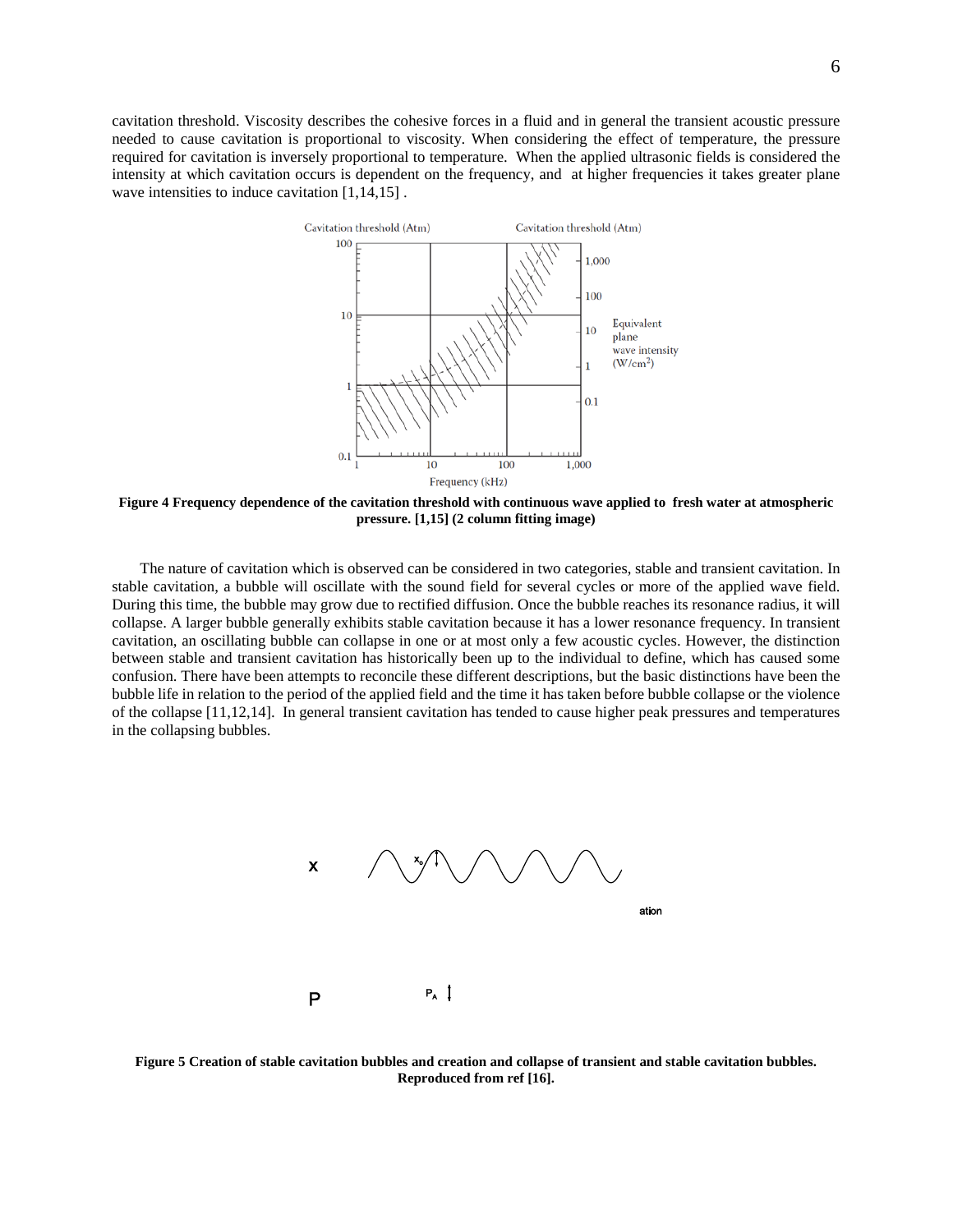cavitation threshold. Viscosity describes the cohesive forces in a fluid and in general the transient acoustic pressure needed to cause cavitation is proportional to viscosity. When considering the effect of temperature, the pressure required for cavitation is inversely proportional to temperature. When the applied ultrasonic fields is considered the intensity at which cavitation occurs is dependent on the frequency, and at higher frequencies it takes greater plane wave intensities to induce cavitation [1,14,15] .

**Figure 4 Frequency dependence of the cavitation threshold with continuous wave applied to fresh water at atmospheric pressure. [1,15] (2 column fitting image)**

The nature of cavitation which is observed can be considered in two categories, stable and transient cavitation. In stable cavitation, a bubble will oscillate with the sound field for several cycles or more of the applied wave field. During this time, the bubble may grow due to rectified diffusion. Once the bubble reaches its resonance radius, it will collapse. A larger bubble generally exhibits stable cavitation because it has a lower resonance frequency. In transient cavitation, an oscillating bubble can collapse in one or at most only a few acoustic cycles. However, the distinction between stable and transient cavitation has historically been up to the individual to define, which has caused some confusion. There have been attempts to reconcile these different descriptions, but the basic distinctions have been the bubble life in relation to the period of the applied field and the time it has taken before bubble collapse or the violence of the collapse [11,12,14]. In general transient cavitation has tended to cause higher peak pressures and temperatures in the collapsing bubbles.

**Figure 5 Creation of stable cavitation bubbles and creation and collapse of transient and stable cavitation bubbles. Reproduced from ref [16].**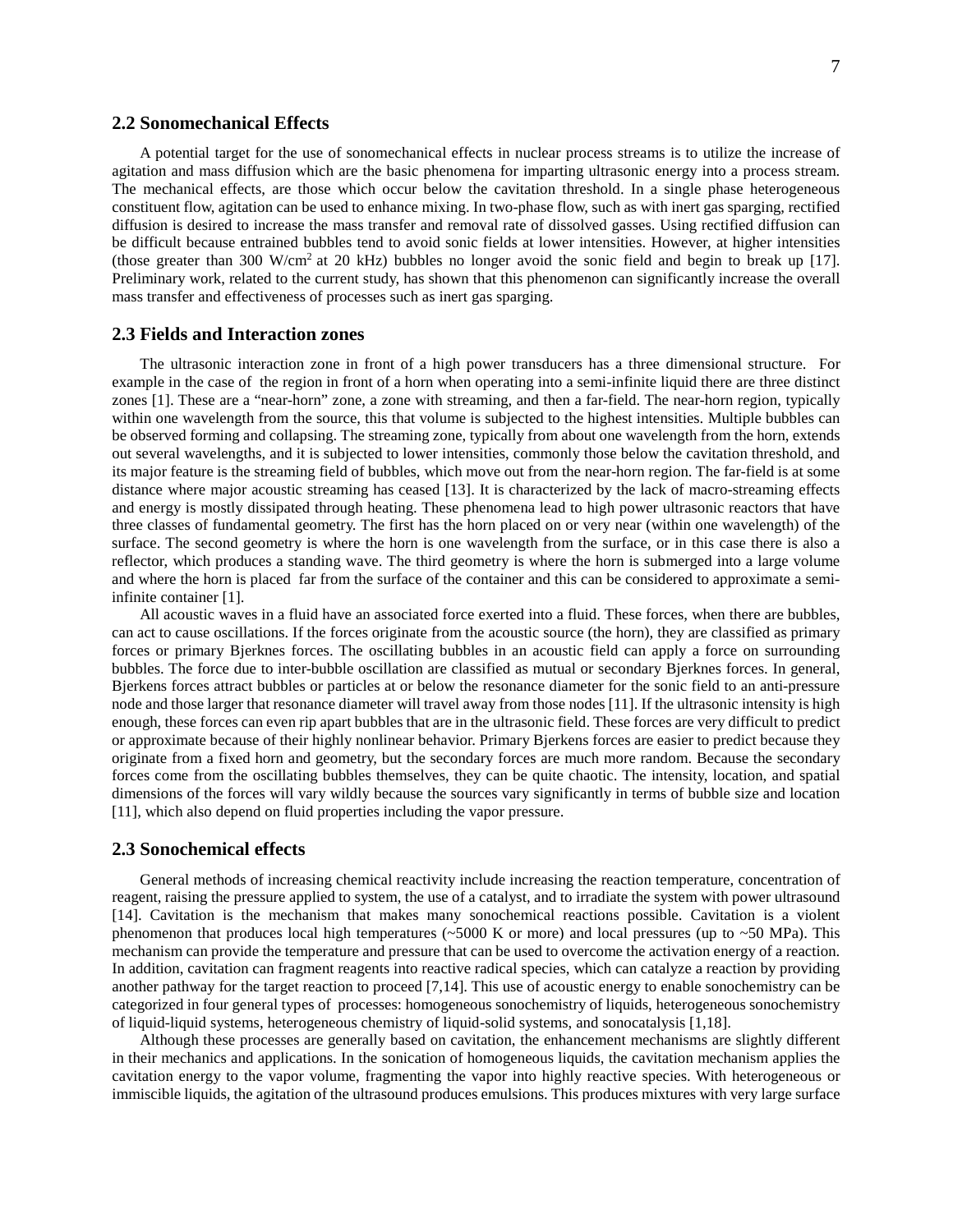## 2.2 Sonomechanical Effects

A potential target for the use of sonomechanical effects in nuclear process streams is to utilize the increase of agitation and mass diffusion which are the basic phenomena for imparting ultrasonic energy into a process stream. The mechanical effects, are those which occur below the cavitation threshold. In a single phase heterogeneous constituent flow, agitation can be used to enhance mixing. In two-phase flow, such as with inert gas sparging, rectified diffusion is desired to increase the mass transfer and removal rate of dissolved gasses. Using rectified diffusion can be difficult because entrained bubbles tend to avoid sonic fields at lower intensities. However, at higher intensities (those greater than 300 W/cm$^2$ at 20 kHz) bubbles no longer avoid the sonic field and begin to break up [17]. Preliminary work, related to the current study, has shown that this phenomenon can significantly increase the overall mass transfer and effectiveness of processes such as inert gas sparging.

## 2.3 Fields and Interaction zones

The ultrasonic interaction zone in front of a high power transducers has a three dimensional structure. For example in the case of the region in front of a horn when operating into a semi-infinite liquid there are three distinct zones [1]. These are a “near-horn” zone, a zone with streaming, and then a far-field. The near-horn region, typically within one wavelength from the source, this that volume is subjected to the highest intensities. Multiple bubbles can be observed forming and collapsing. The streaming zone, typically from about one wavelength from the horn, extends out several wavelengths, and it is subjected to lower intensities, commonly those below the cavitation threshold, and its major feature is the streaming field of bubbles, which move out from the near-horn region. The far-field is at some distance where major acoustic streaming has ceased [13]. It is characterized by the lack of macro-streaming effects and energy is mostly dissipated through heating. These phenomena lead to high power ultrasonic reactors that have three classes of fundamental geometry. The first has the horn placed on or very near (within one wavelength) of the surface. The second geometry is where the horn is one wavelength from the surface, or in this case there is also a reflector, which produces a standing wave. The third geometry is where the horn is submerged into a large volume and where the horn is placed far from the surface of the container and this can be considered to approximate a semi-infinite container [1].

All acoustic waves in a fluid have an associated force exerted into a fluid. These forces, when there are bubbles, can act to cause oscillations. If the forces originate from the acoustic source (the horn), they are classified as primary forces or primary Bjerknes forces. The oscillating bubbles in an acoustic field can apply a force on surrounding bubbles. The force due to inter-bubble oscillation are classified as mutual or secondary Bjerknes forces. In general, Bjerkens forces attract bubbles or particles at or below the resonance diameter for the sonic field to an anti-pressure node and those larger that resonance diameter will travel away from those nodes [11]. If the ultrasonic intensity is high enough, these forces can even rip apart bubbles that are in the ultrasonic field. These forces are very difficult to predict or approximate because of their highly nonlinear behavior. Primary Bjerkens forces are easier to predict because they originate from a fixed horn and geometry, but the secondary forces are much more random. Because the secondary forces come from the oscillating bubbles themselves, they can be quite chaotic. The intensity, location, and spatial dimensions of the forces will vary wildly because the sources vary significantly in terms of bubble size and location [11], which also depend on fluid properties including the vapor pressure.

## 2.3 Sonochemical effects

General methods of increasing chemical reactivity include increasing the reaction temperature, concentration of reagent, raising the pressure applied to system, the use of a catalyst, and to irradiate the system with power ultrasound [14]. Cavitation is the mechanism that makes many sonochemical reactions possible. Cavitation is a violent phenomenon that produces local high temperatures (~5000 K or more) and local pressures (up to ~50 MPa). This mechanism can provide the temperature and pressure that can be used to overcome the activation energy of a reaction. In addition, cavitation can fragment reagents into reactive radical species, which can catalyze a reaction by providing another pathway for the target reaction to proceed [7,14]. This use of acoustic energy to enable sonochemistry can be categorized in four general types of processes: homogeneous sonochemistry of liquids, heterogeneous sonochemistry of liquid-liquid systems, heterogeneous chemistry of liquid-solid systems, and sonocatalysis [1,18].

Although these processes are generally based on cavitation, the enhancement mechanisms are slightly different in their mechanics and applications. In the sonication of homogeneous liquids, the cavitation mechanism applies the cavitation energy to the vapor volume, fragmenting the vapor into highly reactive species. With heterogeneous or immiscible liquids, the agitation of the ultrasound produces emulsions. This produces mixtures with very large surface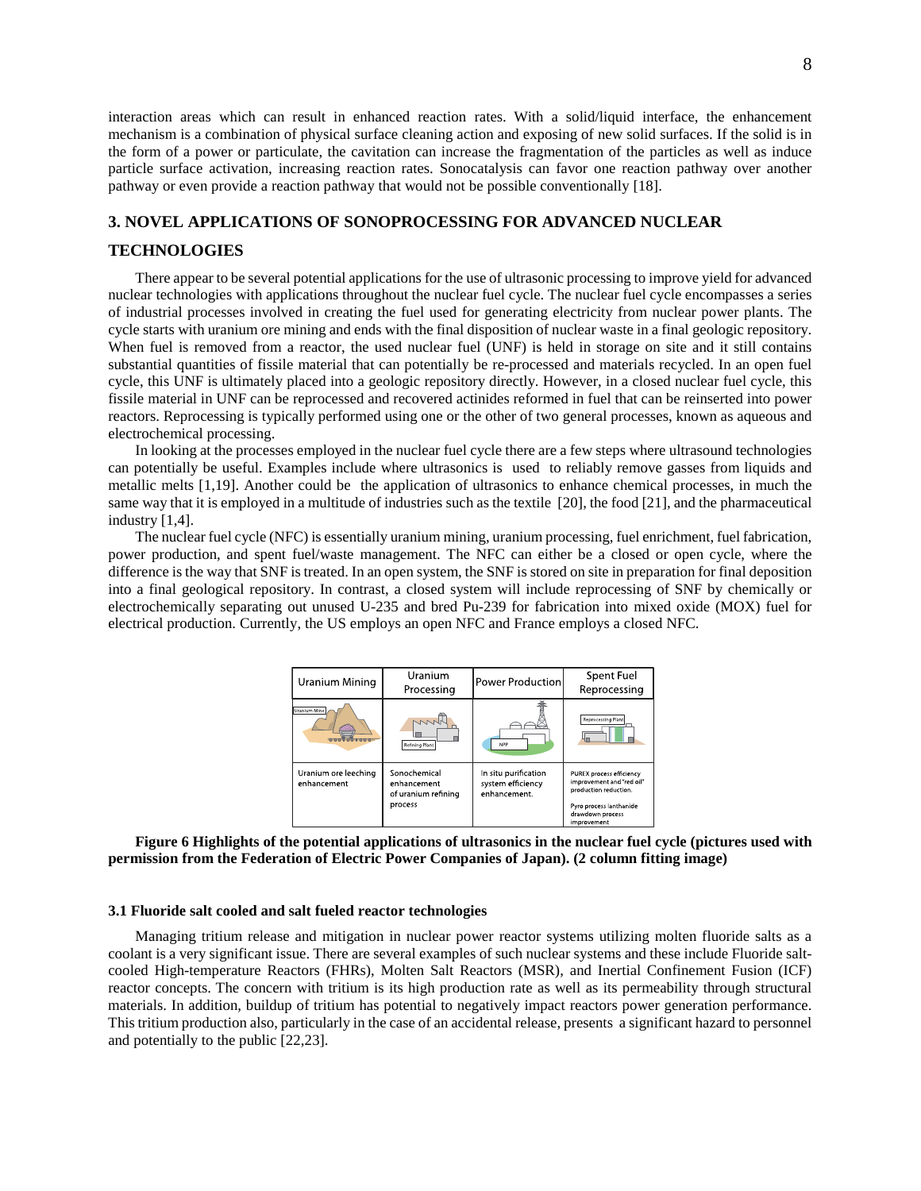interaction areas which can result in enhanced reaction rates. With a solid/liquid interface, the enhancement mechanism is a combination of physical surface cleaning action and exposing of new solid surfaces. If the solid is in the form of a power or particulate, the cavitation can increase the fragmentation of the particles as well as induce particle surface activation, increasing reaction rates. Sonocatalysis can favor one reaction pathway over another pathway or even provide a reaction pathway that would not be possible conventionally [18].

## 3. NOVEL APPLICATIONS OF SONOPROCESSING FOR ADVANCED NUCLEAR TECHNOLOGIES

There appear to be several potential applications for the use of ultrasonic processing to improve yield for advanced nuclear technologies with applications throughout the nuclear fuel cycle. The nuclear fuel cycle encompasses a series of industrial processes involved in creating the fuel used for generating electricity from nuclear power plants. The cycle starts with uranium ore mining and ends with the final disposition of nuclear waste in a final geologic repository. When fuel is removed from a reactor, the used nuclear fuel (UNF) is held in storage on site and it still contains substantial quantities of fissile material that can potentially be re-processed and materials recycled. In an open fuel cycle, this UNF is ultimately placed into a geologic repository directly. However, in a closed nuclear fuel cycle, this fissile material in UNF can be reprocessed and recovered actinides reformed in fuel that can be reinserted into power reactors. Reprocessing is typically performed using one or the other of two general processes, known as aqueous and electrochemical processing.

In looking at the processes employed in the nuclear fuel cycle there are a few steps where ultrasound technologies can potentially be useful. Examples include where ultrasonics is used to reliably remove gasses from liquids and metallic melts [1,19]. Another could be the application of ultrasonics to enhance chemical processes, in much the same way that it is employed in a multitude of industries such as the textile [20], the food [21], and the pharmaceutical industry [1,4].

The nuclear fuel cycle (NFC) is essentially uranium mining, uranium processing, fuel enrichment, fuel fabrication, power production, and spent fuel/waste management. The NFC can either be a closed or open cycle, where the difference is the way that SNF is treated. In an open system, the SNF is stored on site in preparation for final deposition into a final geological repository. In contrast, a closed system will include reprocessing of SNF by chemically or electrochemically separating out unused U-235 and bred Pu-239 for fabrication into mixed oxide (MOX) fuel for electrical production. Currently, the US employs an open NFC and France employs a closed NFC.

| Uranium Mining | Uranium Processing | Power Production | Spent Fuel Reprocessing |
|---|---|---|---|
| Uranium Mine | Refining Plant | NPP | Reprocessing Plant |
| Uranium ore leeching enhancement | Sonochemical enhancement of uranium refining process | In situ purification system efficiency enhancement. | PUREX process efficiency improvement and "red oil" production reduction. Pyro process lanthanide drawdown process improvement |

**Figure 6 Highlights of the potential applications of ultrasonics in the nuclear fuel cycle (pictures used with permission from the Federation of Electric Power Companies of Japan). (2 column fitting image)**

### 3.1 Fluoride salt cooled and salt fueled reactor technologies

Managing tritium release and mitigation in nuclear power reactor systems utilizing molten fluoride salts as a coolant is a very significant issue. There are several examples of such nuclear systems and these include Fluoride salt-cooled High-temperature Reactors (FHRs), Molten Salt Reactors (MSR), and Inertial Confinement Fusion (ICF) reactor concepts. The concern with tritium is its high production rate as well as its permeability through structural materials. In addition, buildup of tritium has potential to negatively impact reactors power generation performance. This tritium production also, particularly in the case of an accidental release, presents a significant hazard to personnel and potentially to the public [22,23].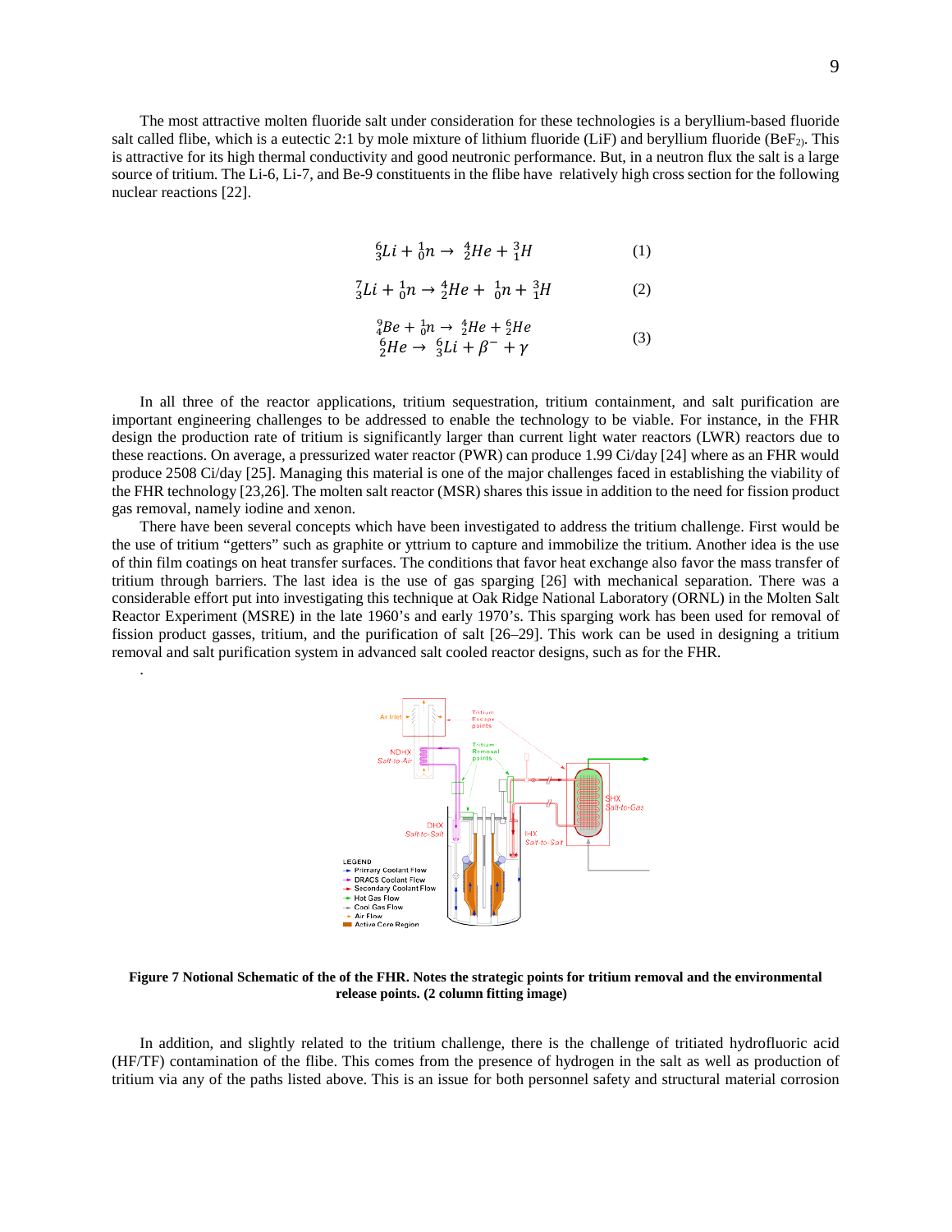The most attractive molten fluoride salt under consideration for these technologies is a beryllium-based fluoride salt called flibe, which is a eutectic 2:1 by mole mixture of lithium fluoride (LiF) and beryllium fluoride ($BeF_2$). This is attractive for its high thermal conductivity and good neutronic performance. But, in a neutron flux the salt is a large source of tritium. The Li-6, Li-7, and Be-9 constituents in the flibe have relatively high cross section for the following nuclear reactions [22].

$$ {}^{6}_{3}Li + {}^{1}_{0}n \rightarrow {}^{4}_{2}He + {}^{3}_{1}H \tag{1} $$

$$ {}^{7}_{3}Li + {}^{1}_{0}n \rightarrow {}^{4}_{2}He + {}^{1}_{0}n + {}^{3}_{1}H \tag{2} $$

$$ \begin{gathered} {}^{9}_{4}Be + {}^{1}_{0}n \rightarrow {}^{4}_{2}He + {}^{6}_{2}He \\ {}^{6}_{2}He \rightarrow {}^{6}_{3}Li + \beta^{-} + \gamma \end{gathered} \tag{3} $$

In all three of the reactor applications, tritium sequestration, tritium containment, and salt purification are important engineering challenges to be addressed to enable the technology to be viable. For instance, in the FHR design the production rate of tritium is significantly larger than current light water reactors (LWR) reactors due to these reactions. On average, a pressurized water reactor (PWR) can produce 1.99 Ci/day [24] where as an FHR would produce 2508 Ci/day [25]. Managing this material is one of the major challenges faced in establishing the viability of the FHR technology [23,26]. The molten salt reactor (MSR) shares this issue in addition to the need for fission product gas removal, namely iodine and xenon.

There have been several concepts which have been investigated to address the tritium challenge. First would be the use of tritium "getters" such as graphite or yttrium to capture and immobilize the tritium. Another idea is the use of thin film coatings on heat transfer surfaces. The conditions that favor heat exchange also favor the mass transfer of tritium through barriers. The last idea is the use of gas sparging [26] with mechanical separation. There was a considerable effort put into investigating this technique at Oak Ridge National Laboratory (ORNL) in the Molten Salt Reactor Experiment (MSRE) in the late 1960's and early 1970's. This sparging work has been used for removal of fission product gasses, tritium, and the purification of salt [26–29]. This work can be used in designing a tritium removal and salt purification system in advanced salt cooled reactor designs, such as for the FHR.

**Figure 7 Notional Schematic of the of the FHR. Notes the strategic points for tritium removal and the environmental release points. (2 column fitting image)**

In addition, and slightly related to the tritium challenge, there is the challenge of tritiated hydrofluoric acid (HF/TF) contamination of the flibe. This comes from the presence of hydrogen in the salt as well as production of tritium via any of the paths listed above. This is an issue for both personnel safety and structural material corrosion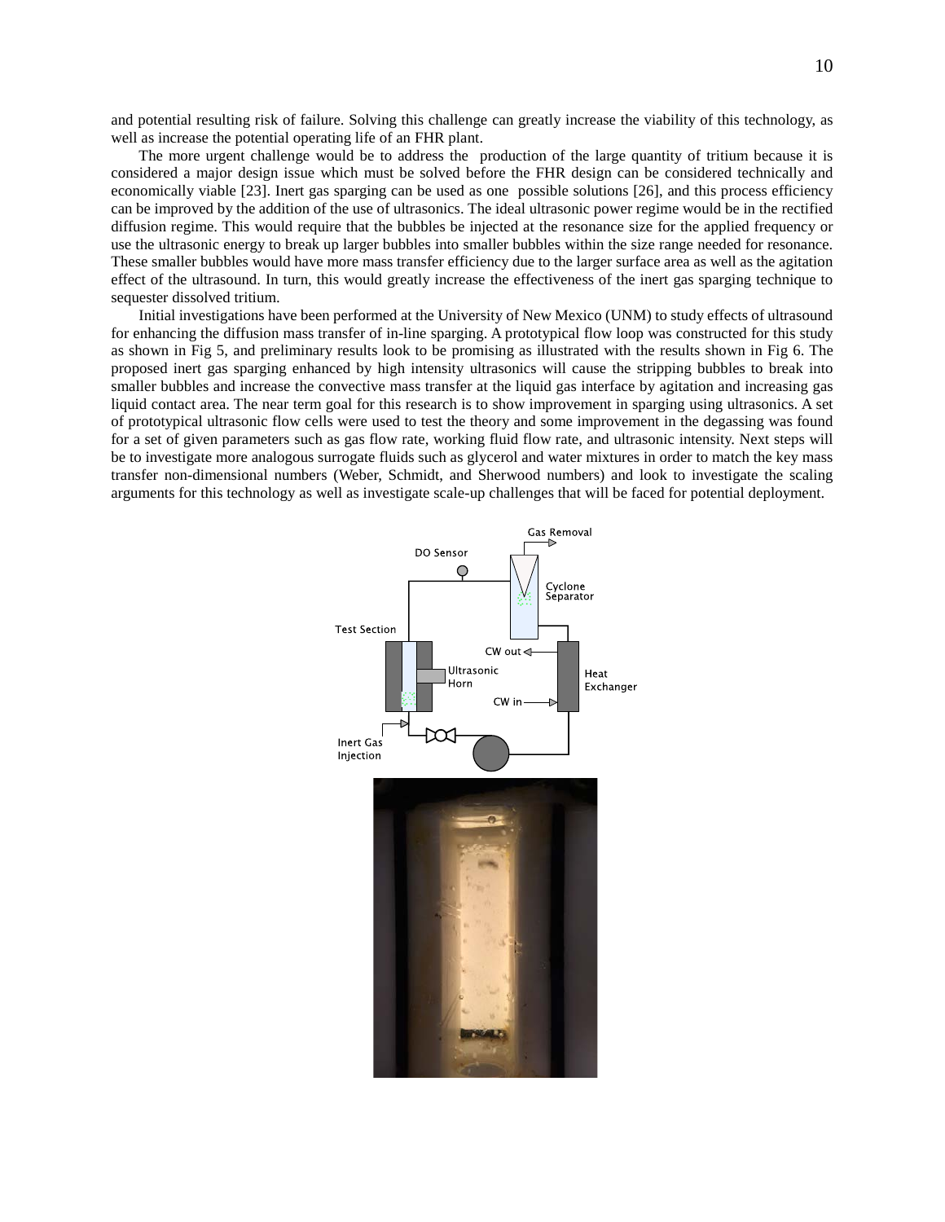and potential resulting risk of failure. Solving this challenge can greatly increase the viability of this technology, as well as increase the potential operating life of an FHR plant.

The more urgent challenge would be to address the production of the large quantity of tritium because it is considered a major design issue which must be solved before the FHR design can be considered technically and economically viable [23]. Inert gas sparging can be used as one possible solutions [26], and this process efficiency can be improved by the addition of the use of ultrasonics. The ideal ultrasonic power regime would be in the rectified diffusion regime. This would require that the bubbles be injected at the resonance size for the applied frequency or use the ultrasonic energy to break up larger bubbles into smaller bubbles within the size range needed for resonance. These smaller bubbles would have more mass transfer efficiency due to the larger surface area as well as the agitation effect of the ultrasound. In turn, this would greatly increase the effectiveness of the inert gas sparging technique to sequester dissolved tritium.

Initial investigations have been performed at the University of New Mexico (UNM) to study effects of ultrasound for enhancing the diffusion mass transfer of in-line sparging. A prototypical flow loop was constructed for this study as shown in Fig 5, and preliminary results look to be promising as illustrated with the results shown in Fig 6. The proposed inert gas sparging enhanced by high intensity ultrasonics will cause the stripping bubbles to break into smaller bubbles and increase the convective mass transfer at the liquid gas interface by agitation and increasing gas liquid contact area. The near term goal for this research is to show improvement in sparging using ultrasonics. A set of prototypical ultrasonic flow cells were used to test the theory and some improvement in the degassing was found for a set of given parameters such as gas flow rate, working fluid flow rate, and ultrasonic intensity. Next steps will be to investigate more analogous surrogate fluids such as glycerol and water mixtures in order to match the key mass transfer non-dimensional numbers (Weber, Schmidt, and Sherwood numbers) and look to investigate the scaling arguments for this technology as well as investigate scale-up challenges that will be faced for potential deployment.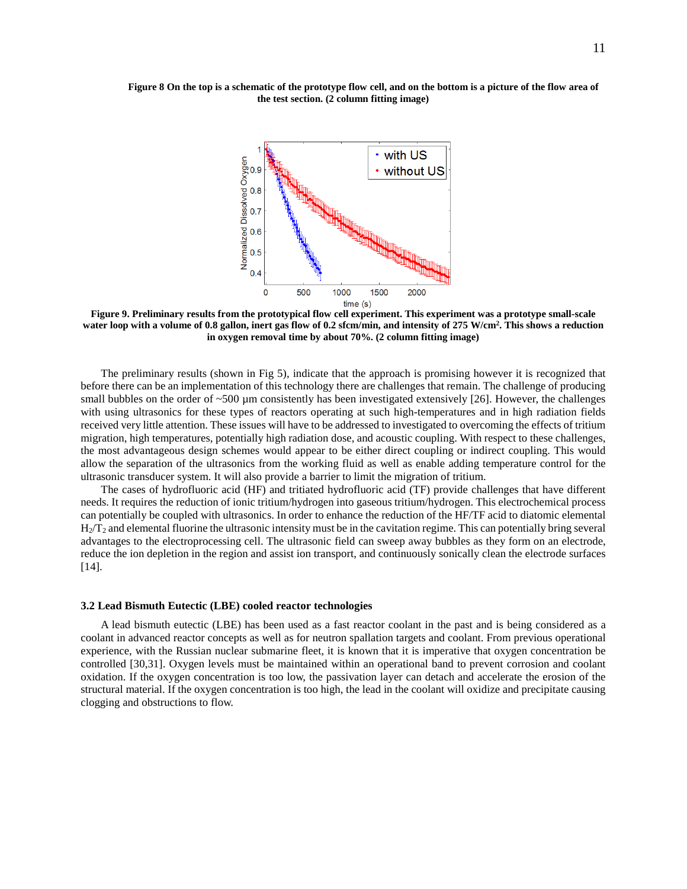**Figure 8 On the top is a schematic of the prototype flow cell, and on the bottom is a picture of the flow area of the test section. (2 column fitting image)**

**Figure 9. Preliminary results from the prototypical flow cell experiment. This experiment was a prototype small-scale water loop with a volume of 0.8 gallon, inert gas flow of 0.2 sfcm/min, and intensity of 275 W/cm$^2$. This shows a reduction in oxygen removal time by about 70%. (2 column fitting image)**

The preliminary results (shown in Fig 5), indicate that the approach is promising however it is recognized that before there can be an implementation of this technology there are challenges that remain. The challenge of producing small bubbles on the order of ~500 µm consistently has been investigated extensively [26]. However, the challenges with using ultrasonics for these types of reactors operating at such high-temperatures and in high radiation fields received very little attention. These issues will have to be addressed to investigated to overcoming the effects of tritium migration, high temperatures, potentially high radiation dose, and acoustic coupling. With respect to these challenges, the most advantageous design schemes would appear to be either direct coupling or indirect coupling. This would allow the separation of the ultrasonics from the working fluid as well as enable adding temperature control for the ultrasonic transducer system. It will also provide a barrier to limit the migration of tritium.

The cases of hydrofluoric acid (HF) and tritiated hydrofluoric acid (TF) provide challenges that have different needs. It requires the reduction of ionic tritium/hydrogen into gaseous tritium/hydrogen. This electrochemical process can potentially be coupled with ultrasonics. In order to enhance the reduction of the HF/TF acid to diatomic elemental $H_2/T_2$ and elemental fluorine the ultrasonic intensity must be in the cavitation regime. This can potentially bring several advantages to the electroprocessing cell. The ultrasonic field can sweep away bubbles as they form on an electrode, reduce the ion depletion in the region and assist ion transport, and continuously sonically clean the electrode surfaces [14].

### 3.2 Lead Bismuth Eutectic (LBE) cooled reactor technologies

A lead bismuth eutectic (LBE) has been used as a fast reactor coolant in the past and is being considered as a coolant in advanced reactor concepts as well as for neutron spallation targets and coolant. From previous operational experience, with the Russian nuclear submarine fleet, it is known that it is imperative that oxygen concentration be controlled [30,31]. Oxygen levels must be maintained within an operational band to prevent corrosion and coolant oxidation. If the oxygen concentration is too low, the passivation layer can detach and accelerate the erosion of the structural material. If the oxygen concentration is too high, the lead in the coolant will oxidize and precipitate causing clogging and obstructions to flow.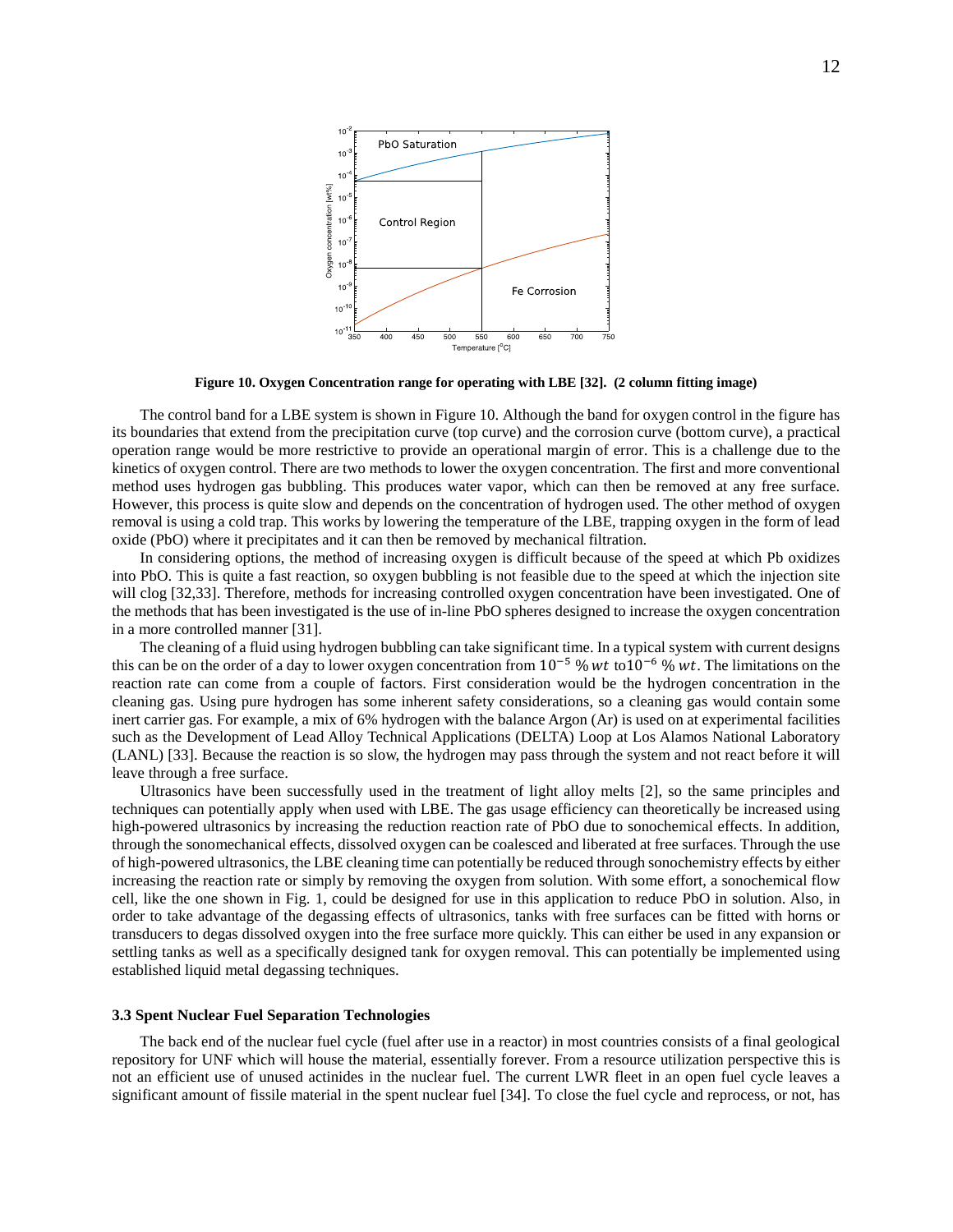**Figure 10. Oxygen Concentration range for operating with LBE [32]. (2 column fitting image)**

The control band for a LBE system is shown in Figure 10. Although the band for oxygen control in the figure has its boundaries that extend from the precipitation curve (top curve) and the corrosion curve (bottom curve), a practical operation range would be more restrictive to provide an operational margin of error. This is a challenge due to the kinetics of oxygen control. There are two methods to lower the oxygen concentration. The first and more conventional method uses hydrogen gas bubbling. This produces water vapor, which can then be removed at any free surface. However, this process is quite slow and depends on the concentration of hydrogen used. The other method of oxygen removal is using a cold trap. This works by lowering the temperature of the LBE, trapping oxygen in the form of lead oxide (PbO) where it precipitates and it can then be removed by mechanical filtration.

In considering options, the method of increasing oxygen is difficult because of the speed at which Pb oxidizes into PbO. This is quite a fast reaction, so oxygen bubbling is not feasible due to the speed at which the injection site will clog [32,33]. Therefore, methods for increasing controlled oxygen concentration have been investigated. One of the methods that has been investigated is the use of in-line PbO spheres designed to increase the oxygen concentration in a more controlled manner [31].

The cleaning of a fluid using hydrogen bubbling can take significant time. In a typical system with current designs this can be on the order of a day to lower oxygen concentration from $10^{-5}$ $\%\,wt$ to$10^{-6}$ $\%\,wt$. The limitations on the reaction rate can come from a couple of factors. First consideration would be the hydrogen concentration in the cleaning gas. Using pure hydrogen has some inherent safety considerations, so a cleaning gas would contain some inert carrier gas. For example, a mix of 6% hydrogen with the balance Argon (Ar) is used on at experimental facilities such as the Development of Lead Alloy Technical Applications (DELTA) Loop at Los Alamos National Laboratory (LANL) [33]. Because the reaction is so slow, the hydrogen may pass through the system and not react before it will leave through a free surface.

Ultrasonics have been successfully used in the treatment of light alloy melts [2], so the same principles and techniques can potentially apply when used with LBE. The gas usage efficiency can theoretically be increased using high-powered ultrasonics by increasing the reduction reaction rate of PbO due to sonochemical effects. In addition, through the sonomechanical effects, dissolved oxygen can be coalesced and liberated at free surfaces. Through the use of high-powered ultrasonics, the LBE cleaning time can potentially be reduced through sonochemistry effects by either increasing the reaction rate or simply by removing the oxygen from solution. With some effort, a sonochemical flow cell, like the one shown in Fig. 1, could be designed for use in this application to reduce PbO in solution. Also, in order to take advantage of the degassing effects of ultrasonics, tanks with free surfaces can be fitted with horns or transducers to degas dissolved oxygen into the free surface more quickly. This can either be used in any expansion or settling tanks as well as a specifically designed tank for oxygen removal. This can potentially be implemented using established liquid metal degassing techniques.

### 3.3 Spent Nuclear Fuel Separation Technologies

The back end of the nuclear fuel cycle (fuel after use in a reactor) in most countries consists of a final geological repository for UNF which will house the material, essentially forever. From a resource utilization perspective this is not an efficient use of unused actinides in the nuclear fuel. The current LWR fleet in an open fuel cycle leaves a significant amount of fissile material in the spent nuclear fuel [34]. To close the fuel cycle and reprocess, or not, has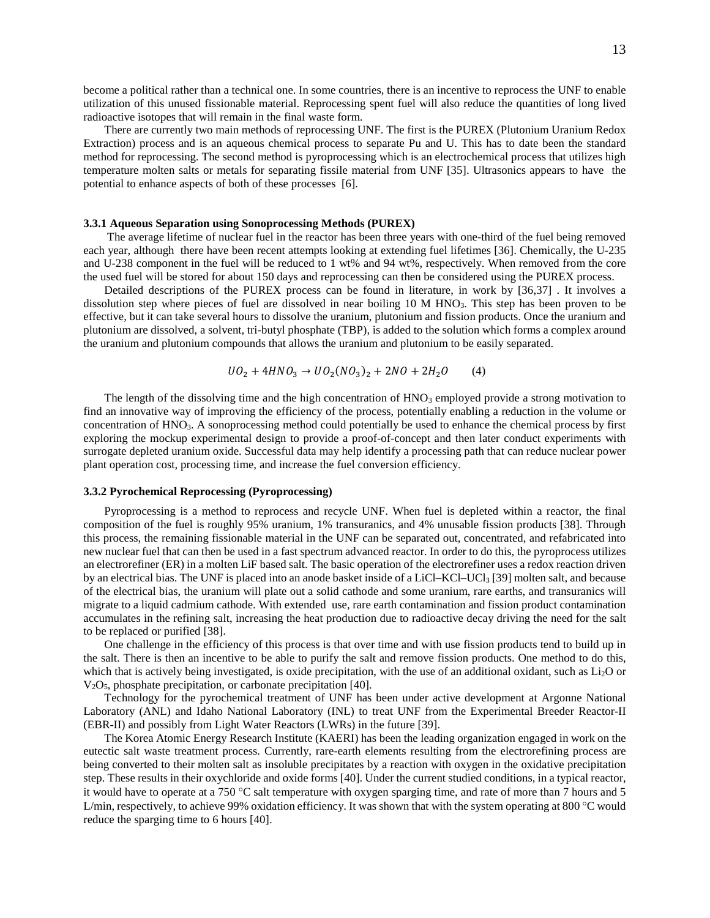become a political rather than a technical one. In some countries, there is an incentive to reprocess the UNF to enable utilization of this unused fissionable material. Reprocessing spent fuel will also reduce the quantities of long lived radioactive isotopes that will remain in the final waste form.

There are currently two main methods of reprocessing UNF. The first is the PUREX (Plutonium Uranium Redox Extraction) process and is an aqueous chemical process to separate Pu and U. This has to date been the standard method for reprocessing. The second method is pyroprocessing which is an electrochemical process that utilizes high temperature molten salts or metals for separating fissile material from UNF [35]. Ultrasonics appears to have the potential to enhance aspects of both of these processes [6].

### 3.3.1 Aqueous Separation using Sonoprocessing Methods (PUREX)

The average lifetime of nuclear fuel in the reactor has been three years with one-third of the fuel being removed each year, although there have been recent attempts looking at extending fuel lifetimes [36]. Chemically, the U-235 and U-238 component in the fuel will be reduced to 1 wt% and 94 wt%, respectively. When removed from the core the used fuel will be stored for about 150 days and reprocessing can then be considered using the PUREX process.

Detailed descriptions of the PUREX process can be found in literature, in work by [36,37] . It involves a dissolution step where pieces of fuel are dissolved in near boiling 10 M $HNO_3$. This step has been proven to be effective, but it can take several hours to dissolve the uranium, plutonium and fission products. Once the uranium and plutonium are dissolved, a solvent, tri-butyl phosphate (TBP), is added to the solution which forms a complex around the uranium and plutonium compounds that allows the uranium and plutonium to be easily separated.

$$UO_2 + 4HNO_3 \rightarrow UO_2(NO_3)_2 + 2NO + 2H_2O \qquad (4)$$

The length of the dissolving time and the high concentration of $HNO_3$ employed provide a strong motivation to find an innovative way of improving the efficiency of the process, potentially enabling a reduction in the volume or concentration of $HNO_3$. A sonoprocessing method could potentially be used to enhance the chemical process by first exploring the mockup experimental design to provide a proof-of-concept and then later conduct experiments with surrogate depleted uranium oxide. Successful data may help identify a processing path that can reduce nuclear power plant operation cost, processing time, and increase the fuel conversion efficiency.

### 3.3.2 Pyrochemical Reprocessing (Pyroprocessing)

Pyroprocessing is a method to reprocess and recycle UNF. When fuel is depleted within a reactor, the final composition of the fuel is roughly 95% uranium, 1% transuranics, and 4% unusable fission products [38]. Through this process, the remaining fissionable material in the UNF can be separated out, concentrated, and refabricated into new nuclear fuel that can then be used in a fast spectrum advanced reactor. In order to do this, the pyroprocess utilizes an electrorefiner (ER) in a molten LiF based salt. The basic operation of the electrorefiner uses a redox reaction driven by an electrical bias. The UNF is placed into an anode basket inside of a $LiCl–KCl–UCl_3$ [39] molten salt, and because of the electrical bias, the uranium will plate out a solid cathode and some uranium, rare earths, and transuranics will migrate to a liquid cadmium cathode. With extended use, rare earth contamination and fission product contamination accumulates in the refining salt, increasing the heat production due to radioactive decay driving the need for the salt to be replaced or purified [38].

One challenge in the efficiency of this process is that over time and with use fission products tend to build up in the salt. There is then an incentive to be able to purify the salt and remove fission products. One method to do this, which that is actively being investigated, is oxide precipitation, with the use of an additional oxidant, such as $Li_2O$ or $V_2O_5$, phosphate precipitation, or carbonate precipitation [40].

Technology for the pyrochemical treatment of UNF has been under active development at Argonne National Laboratory (ANL) and Idaho National Laboratory (INL) to treat UNF from the Experimental Breeder Reactor-II (EBR-II) and possibly from Light Water Reactors (LWRs) in the future [39].

The Korea Atomic Energy Research Institute (KAERI) has been the leading organization engaged in work on the eutectic salt waste treatment process. Currently, rare-earth elements resulting from the electrorefining process are being converted to their molten salt as insoluble precipitates by a reaction with oxygen in the oxidative precipitation step. These results in their oxychloride and oxide forms [40]. Under the current studied conditions, in a typical reactor, it would have to operate at a 750 °C salt temperature with oxygen sparging time, and rate of more than 7 hours and 5 L/min, respectively, to achieve 99% oxidation efficiency. It was shown that with the system operating at 800 °C would reduce the sparging time to 6 hours [40].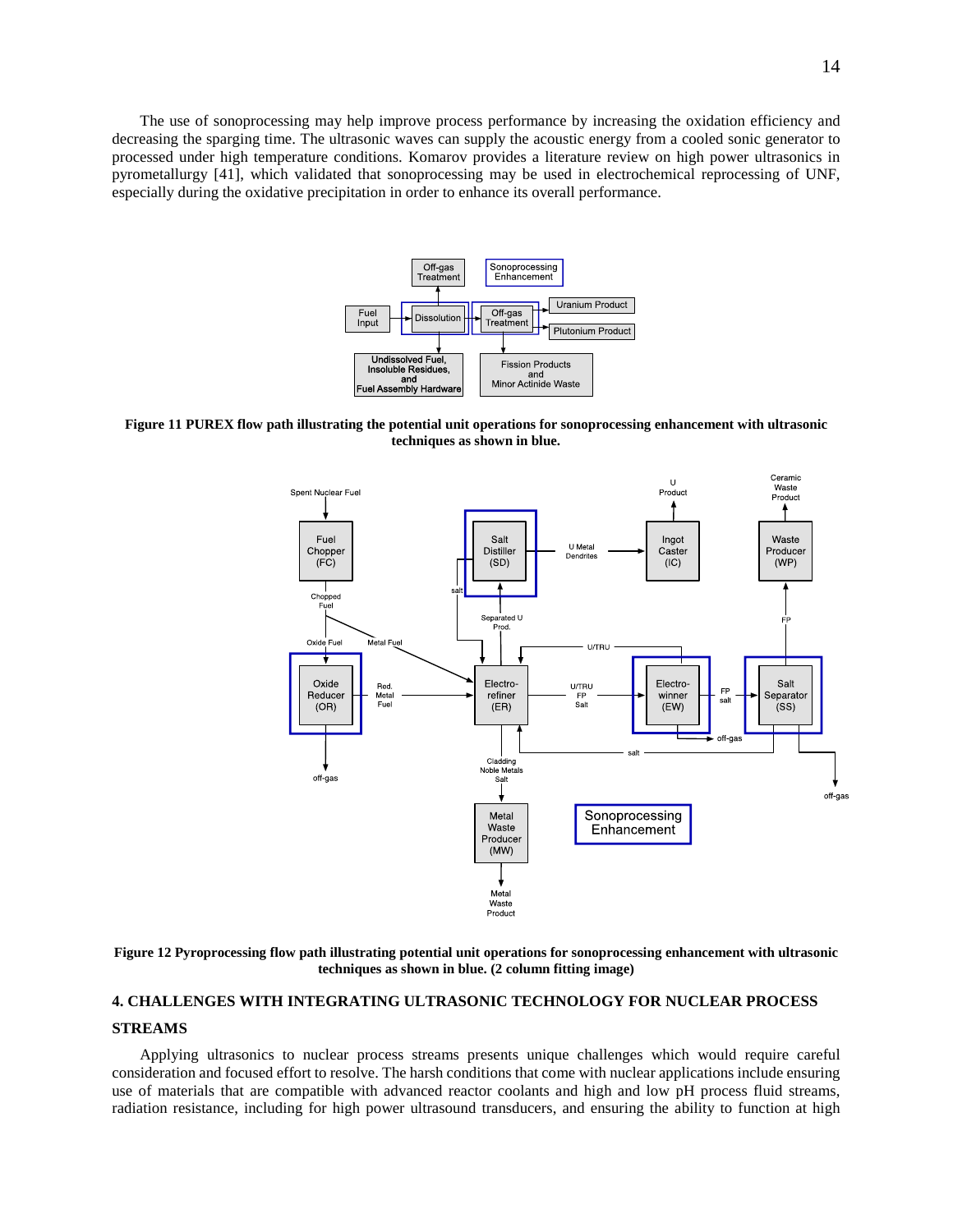The use of sonoprocessing may help improve process performance by increasing the oxidation efficiency and decreasing the sparging time. The ultrasonic waves can supply the acoustic energy from a cooled sonic generator to processed under high temperature conditions. Komarov provides a literature review on high power ultrasonics in pyrometallurgy [41], which validated that sonoprocessing may be used in electrochemical reprocessing of UNF, especially during the oxidative precipitation in order to enhance its overall performance.

**Figure 11 PUREX flow path illustrating the potential unit operations for sonoprocessing enhancement with ultrasonic techniques as shown in blue.**

**Figure 12 Pyroprocessing flow path illustrating potential unit operations for sonoprocessing enhancement with ultrasonic techniques as shown in blue. (2 column fitting image)**

## 4. CHALLENGES WITH INTEGRATING ULTRASONIC TECHNOLOGY FOR NUCLEAR PROCESS STREAMS

Applying ultrasonics to nuclear process streams presents unique challenges which would require careful consideration and focused effort to resolve. The harsh conditions that come with nuclear applications include ensuring use of materials that are compatible with advanced reactor coolants and high and low pH process fluid streams, radiation resistance, including for high power ultrasound transducers, and ensuring the ability to function at high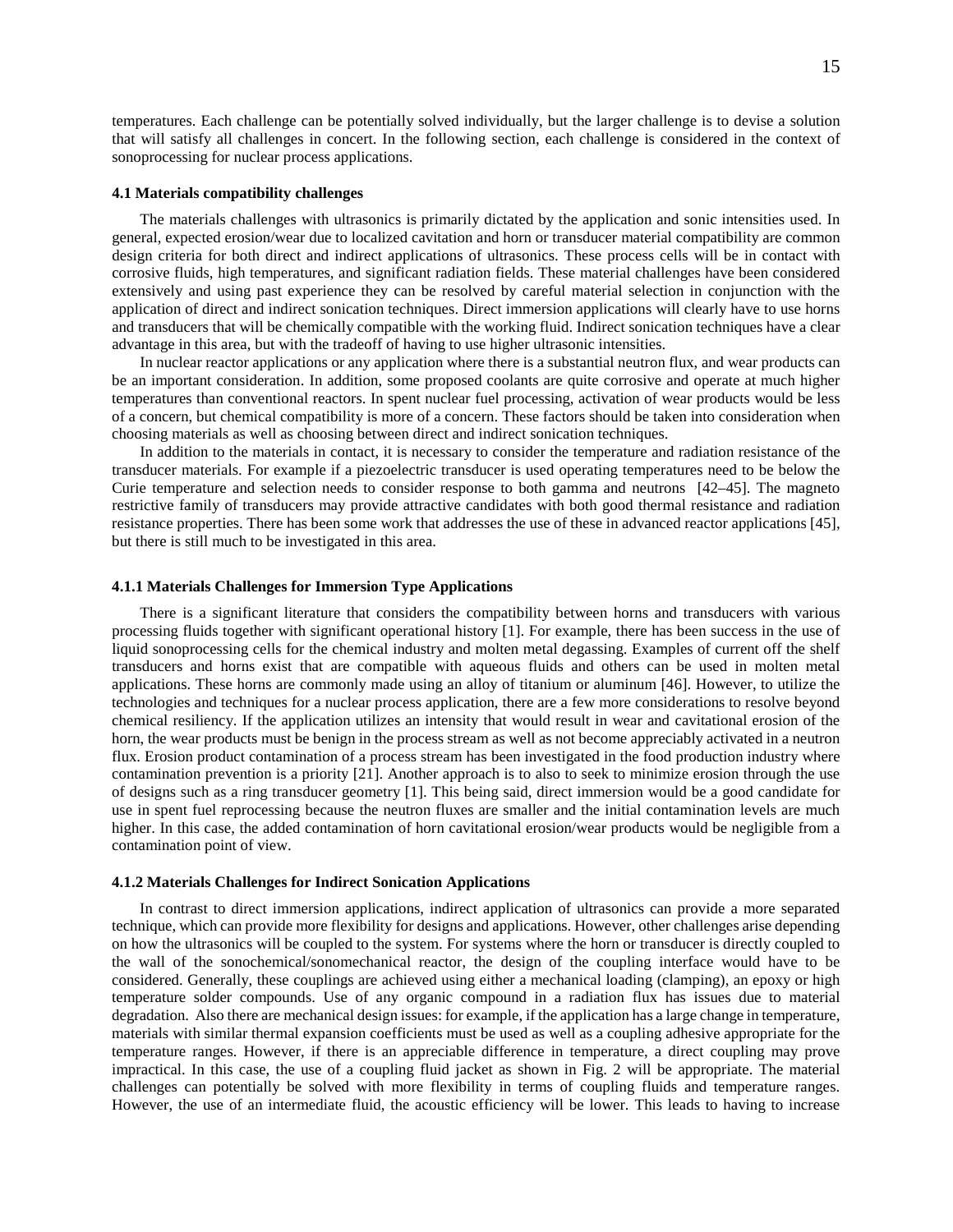temperatures. Each challenge can be potentially solved individually, but the larger challenge is to devise a solution that will satisfy all challenges in concert. In the following section, each challenge is considered in the context of sonoprocessing for nuclear process applications.

### 4.1 Materials compatibility challenges

The materials challenges with ultrasonics is primarily dictated by the application and sonic intensities used. In general, expected erosion/wear due to localized cavitation and horn or transducer material compatibility are common design criteria for both direct and indirect applications of ultrasonics. These process cells will be in contact with corrosive fluids, high temperatures, and significant radiation fields. These material challenges have been considered extensively and using past experience they can be resolved by careful material selection in conjunction with the application of direct and indirect sonication techniques. Direct immersion applications will clearly have to use horns and transducers that will be chemically compatible with the working fluid. Indirect sonication techniques have a clear advantage in this area, but with the tradeoff of having to use higher ultrasonic intensities.

In nuclear reactor applications or any application where there is a substantial neutron flux, and wear products can be an important consideration. In addition, some proposed coolants are quite corrosive and operate at much higher temperatures than conventional reactors. In spent nuclear fuel processing, activation of wear products would be less of a concern, but chemical compatibility is more of a concern. These factors should be taken into consideration when choosing materials as well as choosing between direct and indirect sonication techniques.

In addition to the materials in contact, it is necessary to consider the temperature and radiation resistance of the transducer materials. For example if a piezoelectric transducer is used operating temperatures need to be below the Curie temperature and selection needs to consider response to both gamma and neutrons [42–45]. The magneto restrictive family of transducers may provide attractive candidates with both good thermal resistance and radiation resistance properties. There has been some work that addresses the use of these in advanced reactor applications [45], but there is still much to be investigated in this area.

#### 4.1.1 Materials Challenges for Immersion Type Applications

There is a significant literature that considers the compatibility between horns and transducers with various processing fluids together with significant operational history [1]. For example, there has been success in the use of liquid sonoprocessing cells for the chemical industry and molten metal degassing. Examples of current off the shelf transducers and horns exist that are compatible with aqueous fluids and others can be used in molten metal applications. These horns are commonly made using an alloy of titanium or aluminum [46]. However, to utilize the technologies and techniques for a nuclear process application, there are a few more considerations to resolve beyond chemical resiliency. If the application utilizes an intensity that would result in wear and cavitational erosion of the horn, the wear products must be benign in the process stream as well as not become appreciably activated in a neutron flux. Erosion product contamination of a process stream has been investigated in the food production industry where contamination prevention is a priority [21]. Another approach is to also to seek to minimize erosion through the use of designs such as a ring transducer geometry [1]. This being said, direct immersion would be a good candidate for use in spent fuel reprocessing because the neutron fluxes are smaller and the initial contamination levels are much higher. In this case, the added contamination of horn cavitational erosion/wear products would be negligible from a contamination point of view.

#### 4.1.2 Materials Challenges for Indirect Sonication Applications

In contrast to direct immersion applications, indirect application of ultrasonics can provide a more separated technique, which can provide more flexibility for designs and applications. However, other challenges arise depending on how the ultrasonics will be coupled to the system. For systems where the horn or transducer is directly coupled to the wall of the sonochemical/sonomechanical reactor, the design of the coupling interface would have to be considered. Generally, these couplings are achieved using either a mechanical loading (clamping), an epoxy or high temperature solder compounds. Use of any organic compound in a radiation flux has issues due to material degradation. Also there are mechanical design issues: for example, if the application has a large change in temperature, materials with similar thermal expansion coefficients must be used as well as a coupling adhesive appropriate for the temperature ranges. However, if there is an appreciable difference in temperature, a direct coupling may prove impractical. In this case, the use of a coupling fluid jacket as shown in Fig. 2 will be appropriate. The material challenges can potentially be solved with more flexibility in terms of coupling fluids and temperature ranges. However, the use of an intermediate fluid, the acoustic efficiency will be lower. This leads to having to increase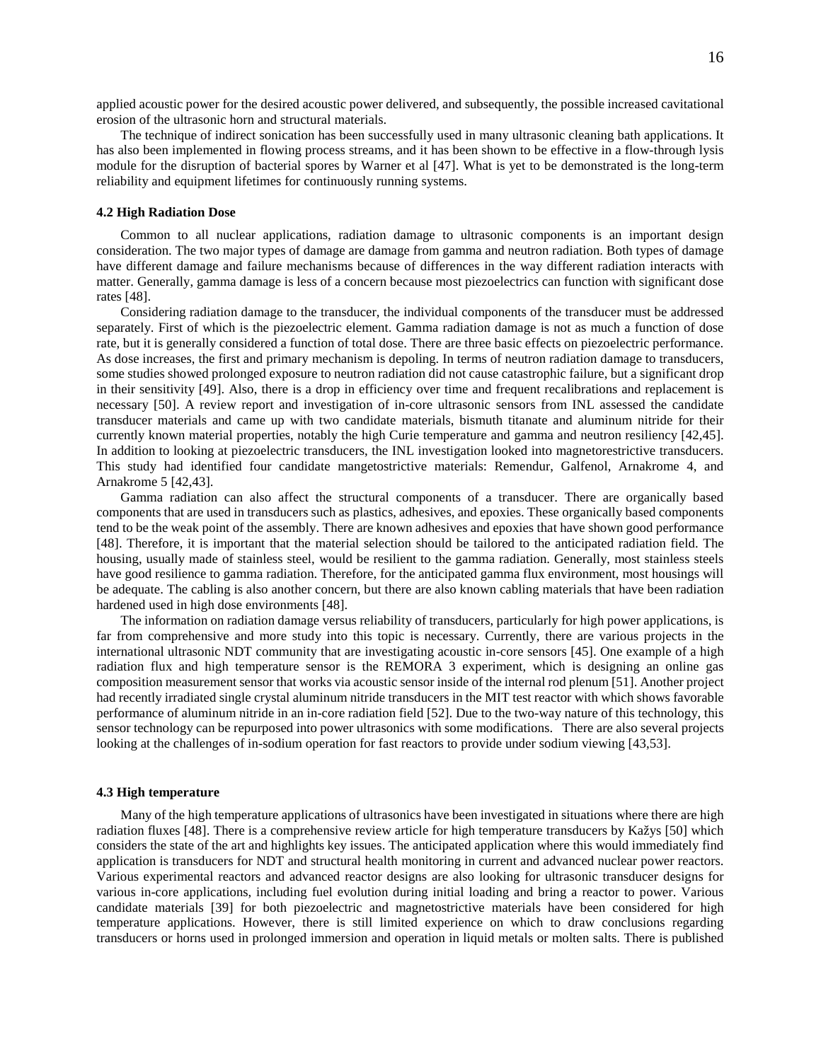applied acoustic power for the desired acoustic power delivered, and subsequently, the possible increased cavitational erosion of the ultrasonic horn and structural materials.

The technique of indirect sonication has been successfully used in many ultrasonic cleaning bath applications. It has also been implemented in flowing process streams, and it has been shown to be effective in a flow-through lysis module for the disruption of bacterial spores by Warner et al [47]. What is yet to be demonstrated is the long-term reliability and equipment lifetimes for continuously running systems.

#### 4.2 High Radiation Dose

Common to all nuclear applications, radiation damage to ultrasonic components is an important design consideration. The two major types of damage are damage from gamma and neutron radiation. Both types of damage have different damage and failure mechanisms because of differences in the way different radiation interacts with matter. Generally, gamma damage is less of a concern because most piezoelectrics can function with significant dose rates [48].

Considering radiation damage to the transducer, the individual components of the transducer must be addressed separately. First of which is the piezoelectric element. Gamma radiation damage is not as much a function of dose rate, but it is generally considered a function of total dose. There are three basic effects on piezoelectric performance. As dose increases, the first and primary mechanism is depoling. In terms of neutron radiation damage to transducers, some studies showed prolonged exposure to neutron radiation did not cause catastrophic failure, but a significant drop in their sensitivity [49]. Also, there is a drop in efficiency over time and frequent recalibrations and replacement is necessary [50]. A review report and investigation of in-core ultrasonic sensors from INL assessed the candidate transducer materials and came up with two candidate materials, bismuth titanate and aluminum nitride for their currently known material properties, notably the high Curie temperature and gamma and neutron resiliency [42,45]. In addition to looking at piezoelectric transducers, the INL investigation looked into magnetorestrictive transducers. This study had identified four candidate mangetostrictive materials: Remendur, Galfenol, Arnakrome 4, and Arnakrome 5 [42,43].

Gamma radiation can also affect the structural components of a transducer. There are organically based components that are used in transducers such as plastics, adhesives, and epoxies. These organically based components tend to be the weak point of the assembly. There are known adhesives and epoxies that have shown good performance [48]. Therefore, it is important that the material selection should be tailored to the anticipated radiation field. The housing, usually made of stainless steel, would be resilient to the gamma radiation. Generally, most stainless steels have good resilience to gamma radiation. Therefore, for the anticipated gamma flux environment, most housings will be adequate. The cabling is also another concern, but there are also known cabling materials that have been radiation hardened used in high dose environments [48].

The information on radiation damage versus reliability of transducers, particularly for high power applications, is far from comprehensive and more study into this topic is necessary. Currently, there are various projects in the international ultrasonic NDT community that are investigating acoustic in-core sensors [45]. One example of a high radiation flux and high temperature sensor is the REMORA 3 experiment, which is designing an online gas composition measurement sensor that works via acoustic sensor inside of the internal rod plenum [51]. Another project had recently irradiated single crystal aluminum nitride transducers in the MIT test reactor with which shows favorable performance of aluminum nitride in an in-core radiation field [52]. Due to the two-way nature of this technology, this sensor technology can be repurposed into power ultrasonics with some modifications. There are also several projects looking at the challenges of in-sodium operation for fast reactors to provide under sodium viewing [43,53].

#### 4.3 High temperature

Many of the high temperature applications of ultrasonics have been investigated in situations where there are high radiation fluxes [48]. There is a comprehensive review article for high temperature transducers by Kažys [50] which considers the state of the art and highlights key issues. The anticipated application where this would immediately find application is transducers for NDT and structural health monitoring in current and advanced nuclear power reactors. Various experimental reactors and advanced reactor designs are also looking for ultrasonic transducer designs for various in-core applications, including fuel evolution during initial loading and bring a reactor to power. Various candidate materials [39] for both piezoelectric and magnetostrictive materials have been considered for high temperature applications. However, there is still limited experience on which to draw conclusions regarding transducers or horns used in prolonged immersion and operation in liquid metals or molten salts. There is published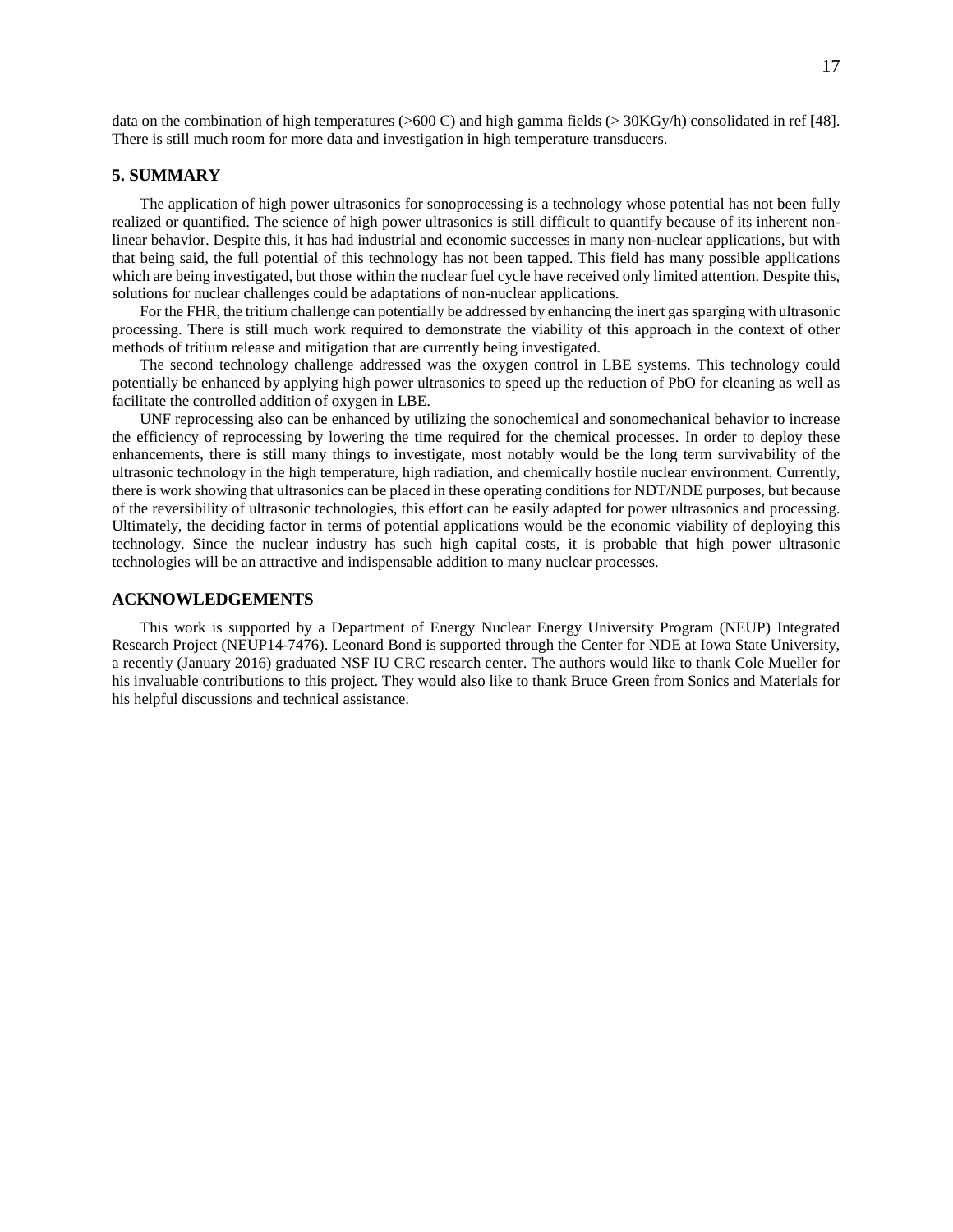data on the combination of high temperatures (>600 C) and high gamma fields (> 30KGy/h) consolidated in ref [48]. There is still much room for more data and investigation in high temperature transducers.

## 5. SUMMARY

The application of high power ultrasonics for sonoprocessing is a technology whose potential has not been fully realized or quantified. The science of high power ultrasonics is still difficult to quantify because of its inherent non-linear behavior. Despite this, it has had industrial and economic successes in many non-nuclear applications, but with that being said, the full potential of this technology has not been tapped. This field has many possible applications which are being investigated, but those within the nuclear fuel cycle have received only limited attention. Despite this, solutions for nuclear challenges could be adaptations of non-nuclear applications.

For the FHR, the tritium challenge can potentially be addressed by enhancing the inert gas sparging with ultrasonic processing. There is still much work required to demonstrate the viability of this approach in the context of other methods of tritium release and mitigation that are currently being investigated.

The second technology challenge addressed was the oxygen control in LBE systems. This technology could potentially be enhanced by applying high power ultrasonics to speed up the reduction of PbO for cleaning as well as facilitate the controlled addition of oxygen in LBE.

UNF reprocessing also can be enhanced by utilizing the sonochemical and sonomechanical behavior to increase the efficiency of reprocessing by lowering the time required for the chemical processes. In order to deploy these enhancements, there is still many things to investigate, most notably would be the long term survivability of the ultrasonic technology in the high temperature, high radiation, and chemically hostile nuclear environment. Currently, there is work showing that ultrasonics can be placed in these operating conditions for NDT/NDE purposes, but because of the reversibility of ultrasonic technologies, this effort can be easily adapted for power ultrasonics and processing. Ultimately, the deciding factor in terms of potential applications would be the economic viability of deploying this technology. Since the nuclear industry has such high capital costs, it is probable that high power ultrasonic technologies will be an attractive and indispensable addition to many nuclear processes.

## ACKNOWLEDGEMENTS

This work is supported by a Department of Energy Nuclear Energy University Program (NEUP) Integrated Research Project (NEUP14-7476). Leonard Bond is supported through the Center for NDE at Iowa State University, a recently (January 2016) graduated NSF IU CRC research center. The authors would like to thank Cole Mueller for his invaluable contributions to this project. They would also like to thank Bruce Green from Sonics and Materials for his helpful discussions and technical assistance.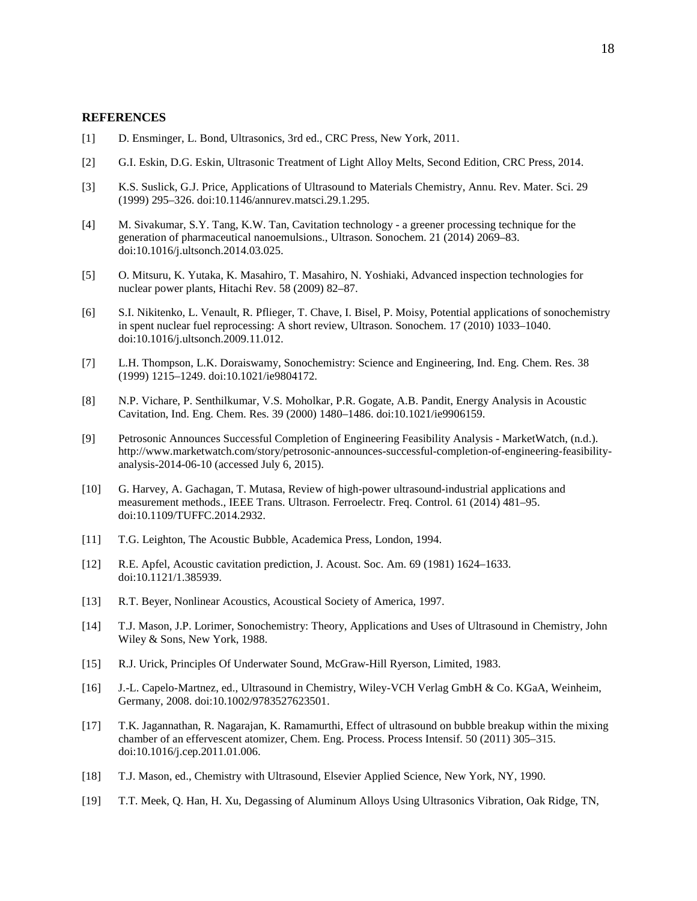## REFERENCES

[1] D. Ensminger, L. Bond, Ultrasonics, 3rd ed., CRC Press, New York, 2011.

[2] G.I. Eskin, D.G. Eskin, Ultrasonic Treatment of Light Alloy Melts, Second Edition, CRC Press, 2014.

[3] K.S. Suslick, G.J. Price, Applications of Ultrasound to Materials Chemistry, Annu. Rev. Mater. Sci. 29 (1999) 295–326. doi:10.1146/annurev.matsci.29.1.295.

[4] M. Sivakumar, S.Y. Tang, K.W. Tan, Cavitation technology - a greener processing technique for the generation of pharmaceutical nanoemulsions., Ultrason. Sonochem. 21 (2014) 2069–83. doi:10.1016/j.ultsonch.2014.03.025.

[5] O. Mitsuru, K. Yutaka, K. Masahiro, T. Masahiro, N. Yoshiaki, Advanced inspection technologies for nuclear power plants, Hitachi Rev. 58 (2009) 82–87.

[6] S.I. Nikitenko, L. Venault, R. Pflieger, T. Chave, I. Bisel, P. Moisy, Potential applications of sonochemistry in spent nuclear fuel reprocessing: A short review, Ultrason. Sonochem. 17 (2010) 1033–1040. doi:10.1016/j.ultsonch.2009.11.012.

[7] L.H. Thompson, L.K. Doraiswamy, Sonochemistry: Science and Engineering, Ind. Eng. Chem. Res. 38 (1999) 1215–1249. doi:10.1021/ie9804172.

[8] N.P. Vichare, P. Senthilkumar, V.S. Moholkar, P.R. Gogate, A.B. Pandit, Energy Analysis in Acoustic Cavitation, Ind. Eng. Chem. Res. 39 (2000) 1480–1486. doi:10.1021/ie9906159.

[9] Petrosonic Announces Successful Completion of Engineering Feasibility Analysis - MarketWatch, (n.d.). http://www.marketwatch.com/story/petrosonic-announces-successful-completion-of-engineering-feasibility-analysis-2014-06-10 (accessed July 6, 2015).

[10] G. Harvey, A. Gachagan, T. Mutasa, Review of high-power ultrasound-industrial applications and measurement methods., IEEE Trans. Ultrason. Ferroelectr. Freq. Control. 61 (2014) 481–95. doi:10.1109/TUFFC.2014.2932.

[11] T.G. Leighton, The Acoustic Bubble, Academica Press, London, 1994.

[12] R.E. Apfel, Acoustic cavitation prediction, J. Acoust. Soc. Am. 69 (1981) 1624–1633. doi:10.1121/1.385939.

[13] R.T. Beyer, Nonlinear Acoustics, Acoustical Society of America, 1997.

[14] T.J. Mason, J.P. Lorimer, Sonochemistry: Theory, Applications and Uses of Ultrasound in Chemistry, John Wiley & Sons, New York, 1988.

[15] R.J. Urick, Principles Of Underwater Sound, McGraw-Hill Ryerson, Limited, 1983.

[16] J.-L. Capelo-Martnez, ed., Ultrasound in Chemistry, Wiley-VCH Verlag GmbH & Co. KGaA, Weinheim, Germany, 2008. doi:10.1002/9783527623501.

[17] T.K. Jagannathan, R. Nagarajan, K. Ramamurthi, Effect of ultrasound on bubble breakup within the mixing chamber of an effervescent atomizer, Chem. Eng. Process. Process Intensif. 50 (2011) 305–315. doi:10.1016/j.cep.2011.01.006.

[18] T.J. Mason, ed., Chemistry with Ultrasound, Elsevier Applied Science, New York, NY, 1990.

[19] T.T. Meek, Q. Han, H. Xu, Degassing of Aluminum Alloys Using Ultrasonics Vibration, Oak Ridge, TN,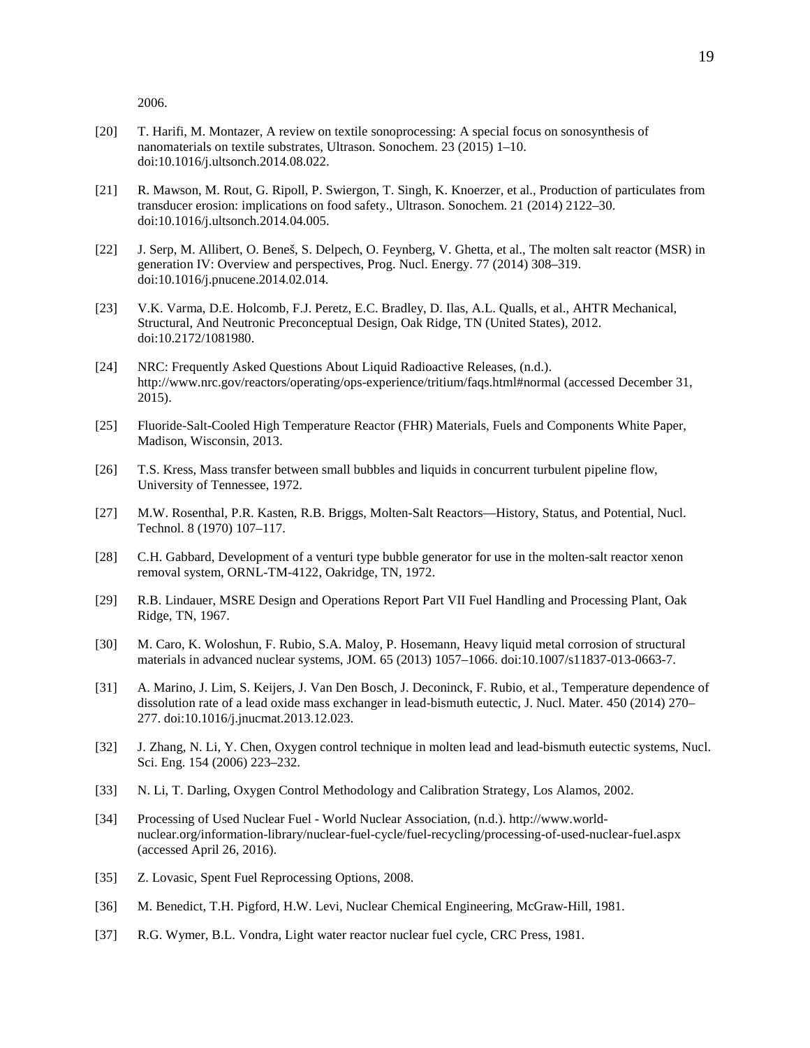2006.

[20] T. Harifi, M. Montazer, A review on textile sonoprocessing: A special focus on sonosynthesis of nanomaterials on textile substrates, Ultrason. Sonochem. 23 (2015) 1–10. doi:10.1016/j.ultsonch.2014.08.022.

[21] R. Mawson, M. Rout, G. Ripoll, P. Swiergon, T. Singh, K. Knoerzer, et al., Production of particulates from transducer erosion: implications on food safety., Ultrason. Sonochem. 21 (2014) 2122–30. doi:10.1016/j.ultsonch.2014.04.005.

[22] J. Serp, M. Allibert, O. Beneš, S. Delpech, O. Feynberg, V. Ghetta, et al., The molten salt reactor (MSR) in generation IV: Overview and perspectives, Prog. Nucl. Energy. 77 (2014) 308–319. doi:10.1016/j.pnucene.2014.02.014.

[23] V.K. Varma, D.E. Holcomb, F.J. Peretz, E.C. Bradley, D. Ilas, A.L. Qualls, et al., AHTR Mechanical, Structural, And Neutronic Preconceptual Design, Oak Ridge, TN (United States), 2012. doi:10.2172/1081980.

[24] NRC: Frequently Asked Questions About Liquid Radioactive Releases, (n.d.). http://www.nrc.gov/reactors/operating/ops-experience/tritium/faqs.html#normal (accessed December 31, 2015).

[25] Fluoride-Salt-Cooled High Temperature Reactor (FHR) Materials, Fuels and Components White Paper, Madison, Wisconsin, 2013.

[26] T.S. Kress, Mass transfer between small bubbles and liquids in concurrent turbulent pipeline flow, University of Tennessee, 1972.

[27] M.W. Rosenthal, P.R. Kasten, R.B. Briggs, Molten-Salt Reactors—History, Status, and Potential, Nucl. Technol. 8 (1970) 107–117.

[28] C.H. Gabbard, Development of a venturi type bubble generator for use in the molten-salt reactor xenon removal system, ORNL-TM-4122, Oakridge, TN, 1972.

[29] R.B. Lindauer, MSRE Design and Operations Report Part VII Fuel Handling and Processing Plant, Oak Ridge, TN, 1967.

[30] M. Caro, K. Woloshun, F. Rubio, S.A. Maloy, P. Hosemann, Heavy liquid metal corrosion of structural materials in advanced nuclear systems, JOM. 65 (2013) 1057–1066. doi:10.1007/s11837-013-0663-7.

[31] A. Marino, J. Lim, S. Keijers, J. Van Den Bosch, J. Deconinck, F. Rubio, et al., Temperature dependence of dissolution rate of a lead oxide mass exchanger in lead-bismuth eutectic, J. Nucl. Mater. 450 (2014) 270–277. doi:10.1016/j.jnucmat.2013.12.023.

[32] J. Zhang, N. Li, Y. Chen, Oxygen control technique in molten lead and lead-bismuth eutectic systems, Nucl. Sci. Eng. 154 (2006) 223–232.

[33] N. Li, T. Darling, Oxygen Control Methodology and Calibration Strategy, Los Alamos, 2002.

[34] Processing of Used Nuclear Fuel - World Nuclear Association, (n.d.). http://www.world-nuclear.org/information-library/nuclear-fuel-cycle/fuel-recycling/processing-of-used-nuclear-fuel.aspx (accessed April 26, 2016).

[35] Z. Lovasic, Spent Fuel Reprocessing Options, 2008.

[36] M. Benedict, T.H. Pigford, H.W. Levi, Nuclear Chemical Engineering, McGraw-Hill, 1981.

[37] R.G. Wymer, B.L. Vondra, Light water reactor nuclear fuel cycle, CRC Press, 1981.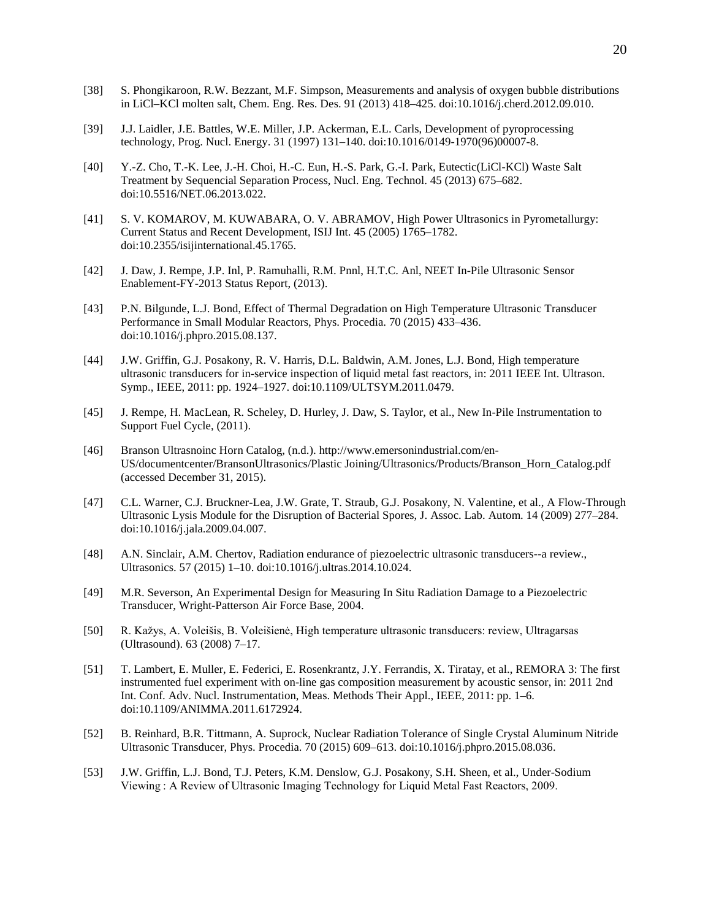[38] S. Phongikaroon, R.W. Bezzant, M.F. Simpson, Measurements and analysis of oxygen bubble distributions in LiCl–KCl molten salt, Chem. Eng. Res. Des. 91 (2013) 418–425. doi:10.1016/j.cherd.2012.09.010.

[39] J.J. Laidler, J.E. Battles, W.E. Miller, J.P. Ackerman, E.L. Carls, Development of pyroprocessing technology, Prog. Nucl. Energy. 31 (1997) 131–140. doi:10.1016/0149-1970(96)00007-8.

[40] Y.-Z. Cho, T.-K. Lee, J.-H. Choi, H.-C. Eun, H.-S. Park, G.-I. Park, Eutectic(LiCl-KCl) Waste Salt Treatment by Sequencial Separation Process, Nucl. Eng. Technol. 45 (2013) 675–682. doi:10.5516/NET.06.2013.022.

[41] S. V. KOMAROV, M. KUWABARA, O. V. ABRAMOV, High Power Ultrasonics in Pyrometallurgy: Current Status and Recent Development, ISIJ Int. 45 (2005) 1765–1782. doi:10.2355/isijinternational.45.1765.

[42] J. Daw, J. Rempe, J.P. Inl, P. Ramuhalli, R.M. Pnnl, H.T.C. Anl, NEET In-Pile Ultrasonic Sensor Enablement-FY-2013 Status Report, (2013).

[43] P.N. Bilgunde, L.J. Bond, Effect of Thermal Degradation on High Temperature Ultrasonic Transducer Performance in Small Modular Reactors, Phys. Procedia. 70 (2015) 433–436. doi:10.1016/j.phpro.2015.08.137.

[44] J.W. Griffin, G.J. Posakony, R. V. Harris, D.L. Baldwin, A.M. Jones, L.J. Bond, High temperature ultrasonic transducers for in-service inspection of liquid metal fast reactors, in: 2011 IEEE Int. Ultrason. Symp., IEEE, 2011: pp. 1924–1927. doi:10.1109/ULTSYM.2011.0479.

[45] J. Rempe, H. MacLean, R. Scheley, D. Hurley, J. Daw, S. Taylor, et al., New In-Pile Instrumentation to Support Fuel Cycle, (2011).

[46] Branson Ultrasnoinc Horn Catalog, (n.d.). http://www.emersonindustrial.com/en-US/documentcenter/BransonUltrasonics/Plastic Joining/Ultrasonics/Products/Branson_Horn_Catalog.pdf (accessed December 31, 2015).

[47] C.L. Warner, C.J. Bruckner-Lea, J.W. Grate, T. Straub, G.J. Posakony, N. Valentine, et al., A Flow-Through Ultrasonic Lysis Module for the Disruption of Bacterial Spores, J. Assoc. Lab. Autom. 14 (2009) 277–284. doi:10.1016/j.jala.2009.04.007.

[48] A.N. Sinclair, A.M. Chertov, Radiation endurance of piezoelectric ultrasonic transducers--a review., Ultrasonics. 57 (2015) 1–10. doi:10.1016/j.ultras.2014.10.024.

[49] M.R. Severson, An Experimental Design for Measuring In Situ Radiation Damage to a Piezoelectric Transducer, Wright-Patterson Air Force Base, 2004.

[50] R. Kažys, A. Voleišis, B. Voleišienė, High temperature ultrasonic transducers: review, Ultragarsas (Ultrasound). 63 (2008) 7–17.

[51] T. Lambert, E. Muller, E. Federici, E. Rosenkrantz, J.Y. Ferrandis, X. Tiratay, et al., REMORA 3: The first instrumented fuel experiment with on-line gas composition measurement by acoustic sensor, in: 2011 2nd Int. Conf. Adv. Nucl. Instrumentation, Meas. Methods Their Appl., IEEE, 2011: pp. 1–6. doi:10.1109/ANIMMA.2011.6172924.

[52] B. Reinhard, B.R. Tittmann, A. Suprock, Nuclear Radiation Tolerance of Single Crystal Aluminum Nitride Ultrasonic Transducer, Phys. Procedia. 70 (2015) 609–613. doi:10.1016/j.phpro.2015.08.036.

[53] J.W. Griffin, L.J. Bond, T.J. Peters, K.M. Denslow, G.J. Posakony, S.H. Sheen, et al., Under-Sodium Viewing : A Review of Ultrasonic Imaging Technology for Liquid Metal Fast Reactors, 2009.